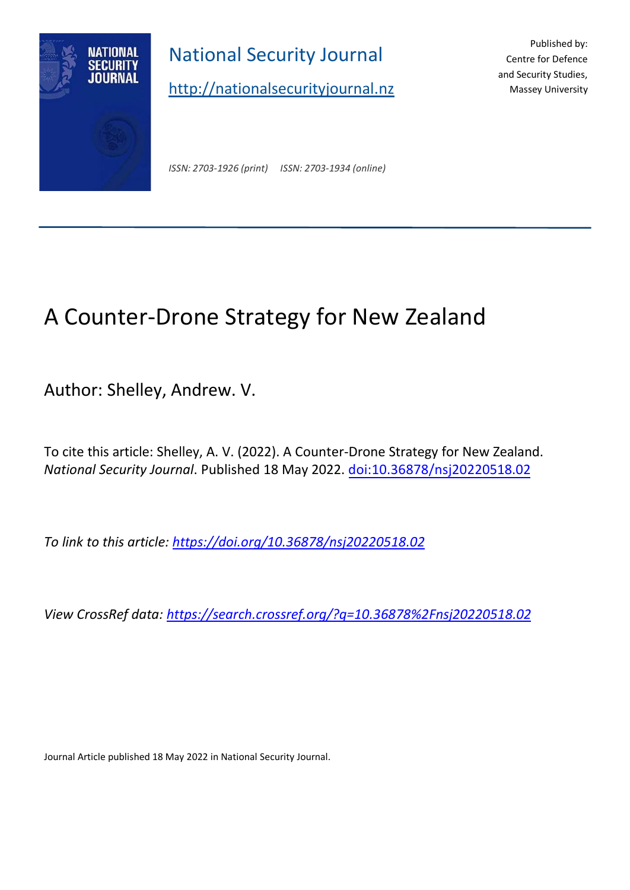National Security Journal

http://nationalsecurityjournal.nz

Published by:
Centre for Defence and Security Studies, Massey University

*ISSN: 2703-1926 (print)     ISSN: 2703-1934 (online)*

# A Counter-Drone Strategy for New Zealand

Author: Shelley, Andrew. V.

To cite this article: Shelley, A. V. (2022). A Counter-Drone Strategy for New Zealand. *National Security Journal*. Published 18 May 2022. doi:10.36878/nsj20220518.02

*To link to this article: https://doi.org/10.36878/nsj20220518.02*

*View CrossRef data: https://search.crossref.org/?q=10.36878%2Fnsj20220518.02*

Journal Article published 18 May 2022 in National Security Journal.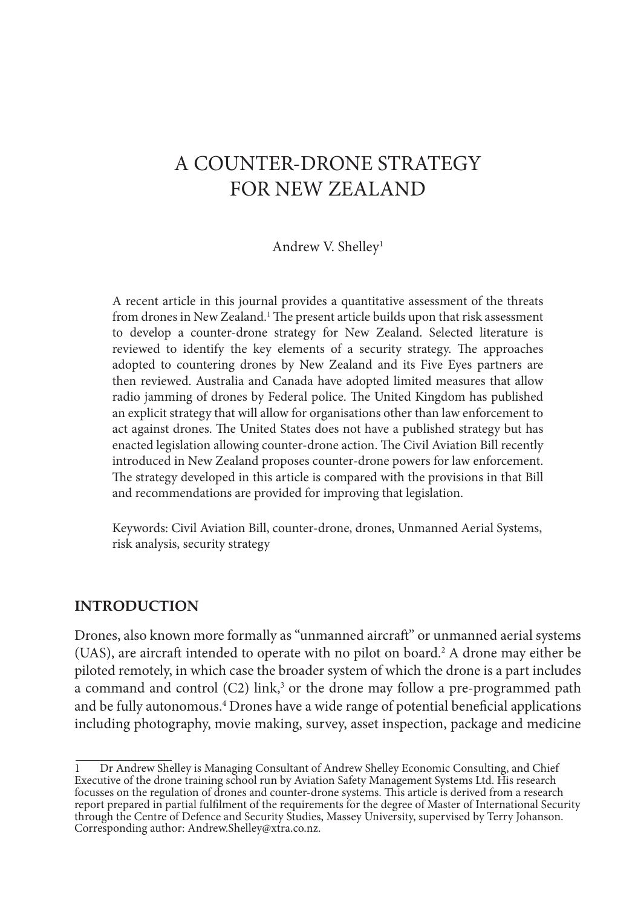# A COUNTER-DRONE STRATEGY FOR NEW ZEALAND

Andrew V. Shelley[1]

A recent article in this journal provides a quantitative assessment of the threats from drones in New Zealand.[1] The present article builds upon that risk assessment to develop a counter-drone strategy for New Zealand. Selected literature is reviewed to identify the key elements of a security strategy. The approaches adopted to countering drones by New Zealand and its Five Eyes partners are then reviewed. Australia and Canada have adopted limited measures that allow radio jamming of drones by Federal police. The United Kingdom has published an explicit strategy that will allow for organisations other than law enforcement to act against drones. The United States does not have a published strategy but has enacted legislation allowing counter-drone action. The Civil Aviation Bill recently introduced in New Zealand proposes counter-drone powers for law enforcement. The strategy developed in this article is compared with the provisions in that Bill and recommendations are provided for improving that legislation.

Keywords: Civil Aviation Bill, counter-drone, drones, Unmanned Aerial Systems, risk analysis, security strategy

## INTRODUCTION

Drones, also known more formally as "unmanned aircraft" or unmanned aerial systems (UAS), are aircraft intended to operate with no pilot on board.[2] A drone may either be piloted remotely, in which case the broader system of which the drone is a part includes a command and control (C2) link,[3] or the drone may follow a pre-programmed path and be fully autonomous.[4] Drones have a wide range of potential beneficial applications including photography, movie making, survey, asset inspection, package and medicine

---

1 Dr Andrew Shelley is Managing Consultant of Andrew Shelley Economic Consulting, and Chief Executive of the drone training school run by Aviation Safety Management Systems Ltd. His research focusses on the regulation of drones and counter-drone systems. This article is derived from a research report prepared in partial fulfilment of the requirements for the degree of Master of International Security through the Centre of Defence and Security Studies, Massey University, supervised by Terry Johanson. Corresponding author: Andrew.Shelley@xtra.co.nz.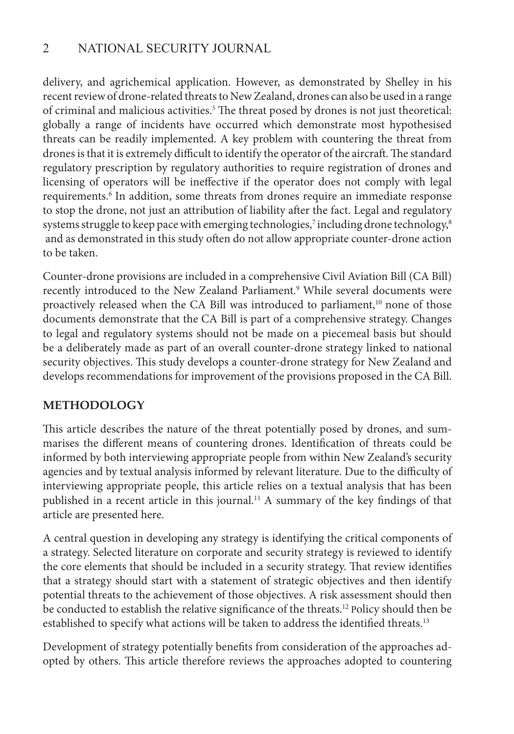delivery, and agrichemical application. However, as demonstrated by Shelley in his recent review of drone-related threats to New Zealand, drones can also be used in a range of criminal and malicious activities.[5] The threat posed by drones is not just theoretical: globally a range of incidents have occurred which demonstrate most hypothesised threats can be readily implemented. A key problem with countering the threat from drones is that it is extremely difficult to identify the operator of the aircraft. The standard regulatory prescription by regulatory authorities to require registration of drones and licensing of operators will be ineffective if the operator does not comply with legal requirements.[6] In addition, some threats from drones require an immediate response to stop the drone, not just an attribution of liability after the fact. Legal and regulatory systems struggle to keep pace with emerging technologies,[7] including drone technology,[8] and as demonstrated in this study often do not allow appropriate counter-drone action to be taken.

Counter-drone provisions are included in a comprehensive Civil Aviation Bill (CA Bill) recently introduced to the New Zealand Parliament.[9] While several documents were proactively released when the CA Bill was introduced to parliament,[10] none of those documents demonstrate that the CA Bill is part of a comprehensive strategy. Changes to legal and regulatory systems should not be made on a piecemeal basis but should be a deliberately made as part of an overall counter-drone strategy linked to national security objectives. This study develops a counter-drone strategy for New Zealand and develops recommendations for improvement of the provisions proposed in the CA Bill.

## METHODOLOGY

This article describes the nature of the threat potentially posed by drones, and summarises the different means of countering drones. Identification of threats could be informed by both interviewing appropriate people from within New Zealand's security agencies and by textual analysis informed by relevant literature. Due to the difficulty of interviewing appropriate people, this article relies on a textual analysis that has been published in a recent article in this journal.[11] A summary of the key findings of that article are presented here.

A central question in developing any strategy is identifying the critical components of a strategy. Selected literature on corporate and security strategy is reviewed to identify the core elements that should be included in a security strategy. That review identifies that a strategy should start with a statement of strategic objectives and then identify potential threats to the achievement of those objectives. A risk assessment should then be conducted to establish the relative significance of the threats.[12] Policy should then be established to specify what actions will be taken to address the identified threats.[13]

Development of strategy potentially benefits from consideration of the approaches adopted by others. This article therefore reviews the approaches adopted to countering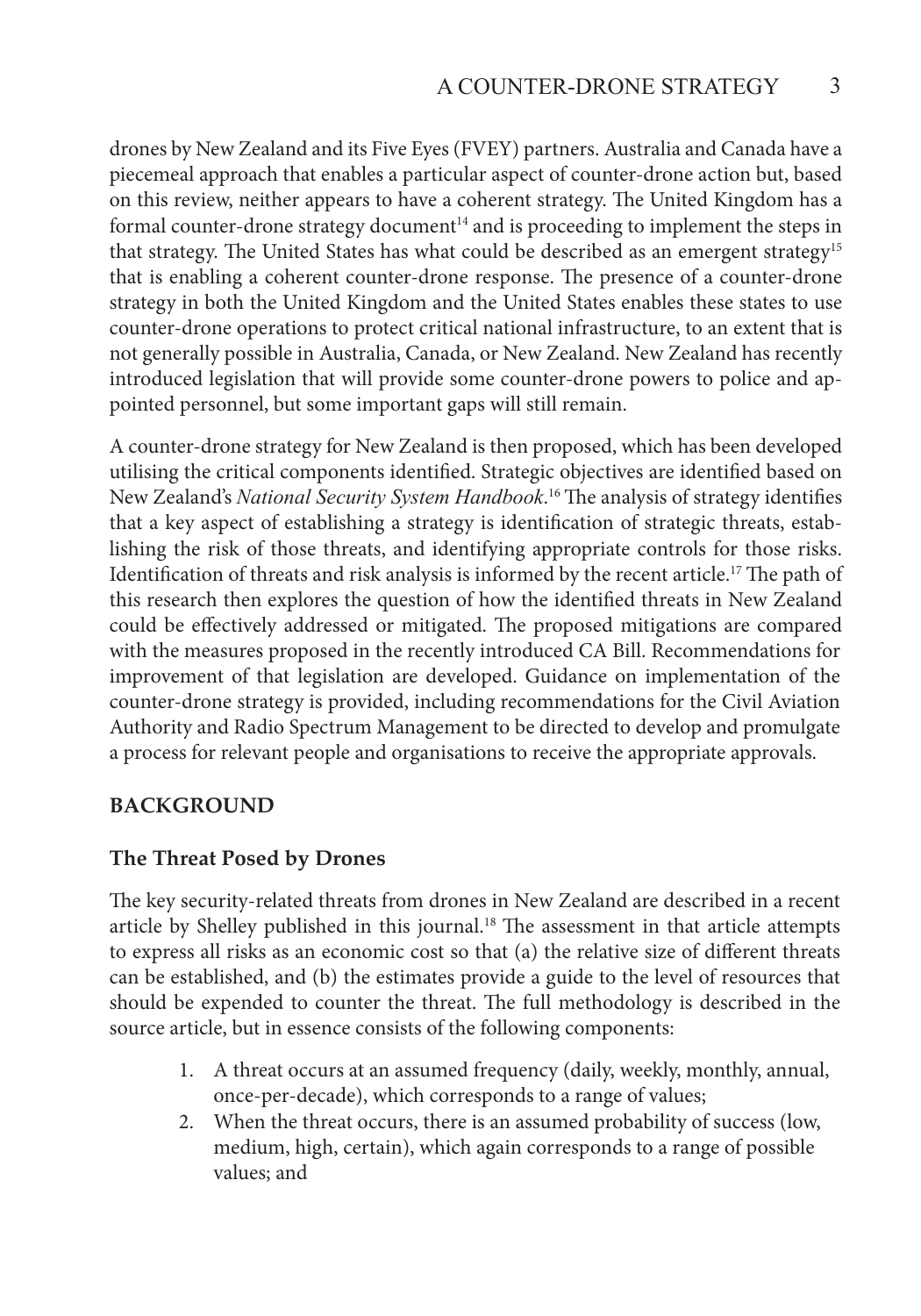drones by New Zealand and its Five Eyes (FVEY) partners. Australia and Canada have a piecemeal approach that enables a particular aspect of counter-drone action but, based on this review, neither appears to have a coherent strategy. The United Kingdom has a formal counter-drone strategy document[14] and is proceeding to implement the steps in that strategy. The United States has what could be described as an emergent strategy[15] that is enabling a coherent counter-drone response. The presence of a counter-drone strategy in both the United Kingdom and the United States enables these states to use counter-drone operations to protect critical national infrastructure, to an extent that is not generally possible in Australia, Canada, or New Zealand. New Zealand has recently introduced legislation that will provide some counter-drone powers to police and appointed personnel, but some important gaps will still remain.

A counter-drone strategy for New Zealand is then proposed, which has been developed utilising the critical components identified. Strategic objectives are identified based on New Zealand's *National Security System Handbook*.[16] The analysis of strategy identifies that a key aspect of establishing a strategy is identification of strategic threats, establishing the risk of those threats, and identifying appropriate controls for those risks. Identification of threats and risk analysis is informed by the recent article.[17] The path of this research then explores the question of how the identified threats in New Zealand could be effectively addressed or mitigated. The proposed mitigations are compared with the measures proposed in the recently introduced CA Bill. Recommendations for improvement of that legislation are developed. Guidance on implementation of the counter-drone strategy is provided, including recommendations for the Civil Aviation Authority and Radio Spectrum Management to be directed to develop and promulgate a process for relevant people and organisations to receive the appropriate approvals.

## BACKGROUND

### The Threat Posed by Drones

The key security-related threats from drones in New Zealand are described in a recent article by Shelley published in this journal.[18] The assessment in that article attempts to express all risks as an economic cost so that (a) the relative size of different threats can be established, and (b) the estimates provide a guide to the level of resources that should be expended to counter the threat. The full methodology is described in the source article, but in essence consists of the following components:

1. A threat occurs at an assumed frequency (daily, weekly, monthly, annual, once-per-decade), which corresponds to a range of values;
2. When the threat occurs, there is an assumed probability of success (low, medium, high, certain), which again corresponds to a range of possible values; and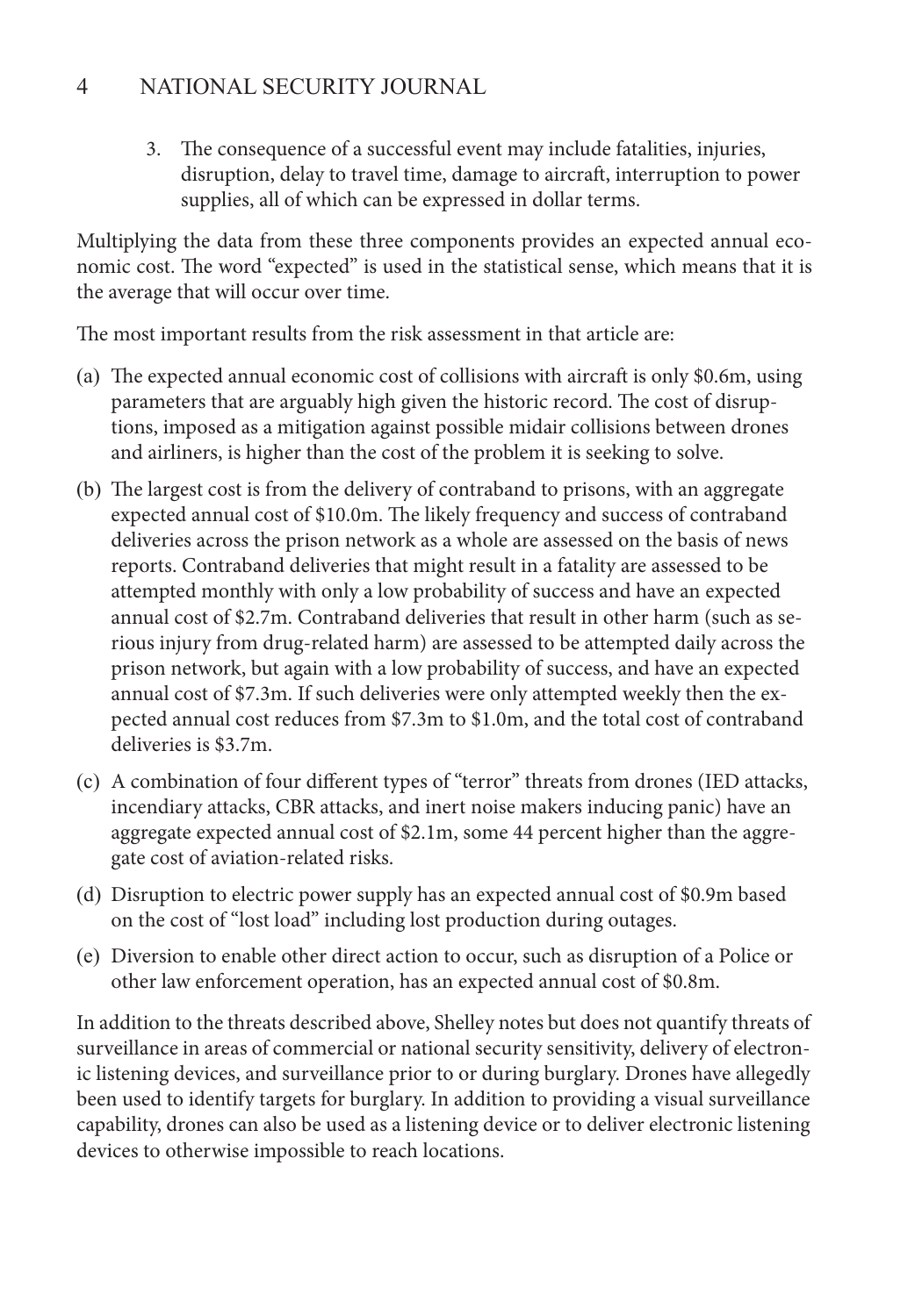3. The consequence of a successful event may include fatalities, injuries, disruption, delay to travel time, damage to aircraft, interruption to power supplies, all of which can be expressed in dollar terms.

Multiplying the data from these three components provides an expected annual economic cost. The word "expected" is used in the statistical sense, which means that it is the average that will occur over time.

The most important results from the risk assessment in that article are:

(a) The expected annual economic cost of collisions with aircraft is only \$0.6m, using parameters that are arguably high given the historic record. The cost of disruptions, imposed as a mitigation against possible midair collisions between drones and airliners, is higher than the cost of the problem it is seeking to solve.

(b) The largest cost is from the delivery of contraband to prisons, with an aggregate expected annual cost of \$10.0m. The likely frequency and success of contraband deliveries across the prison network as a whole are assessed on the basis of news reports. Contraband deliveries that might result in a fatality are assessed to be attempted monthly with only a low probability of success and have an expected annual cost of \$2.7m. Contraband deliveries that result in other harm (such as serious injury from drug-related harm) are assessed to be attempted daily across the prison network, but again with a low probability of success, and have an expected annual cost of \$7.3m. If such deliveries were only attempted weekly then the expected annual cost reduces from \$7.3m to \$1.0m, and the total cost of contraband deliveries is \$3.7m.

(c) A combination of four different types of "terror" threats from drones (IED attacks, incendiary attacks, CBR attacks, and inert noise makers inducing panic) have an aggregate expected annual cost of \$2.1m, some 44 percent higher than the aggregate cost of aviation-related risks.

(d) Disruption to electric power supply has an expected annual cost of \$0.9m based on the cost of "lost load" including lost production during outages.

(e) Diversion to enable other direct action to occur, such as disruption of a Police or other law enforcement operation, has an expected annual cost of \$0.8m.

In addition to the threats described above, Shelley notes but does not quantify threats of surveillance in areas of commercial or national security sensitivity, delivery of electronic listening devices, and surveillance prior to or during burglary. Drones have allegedly been used to identify targets for burglary. In addition to providing a visual surveillance capability, drones can also be used as a listening device or to deliver electronic listening devices to otherwise impossible to reach locations.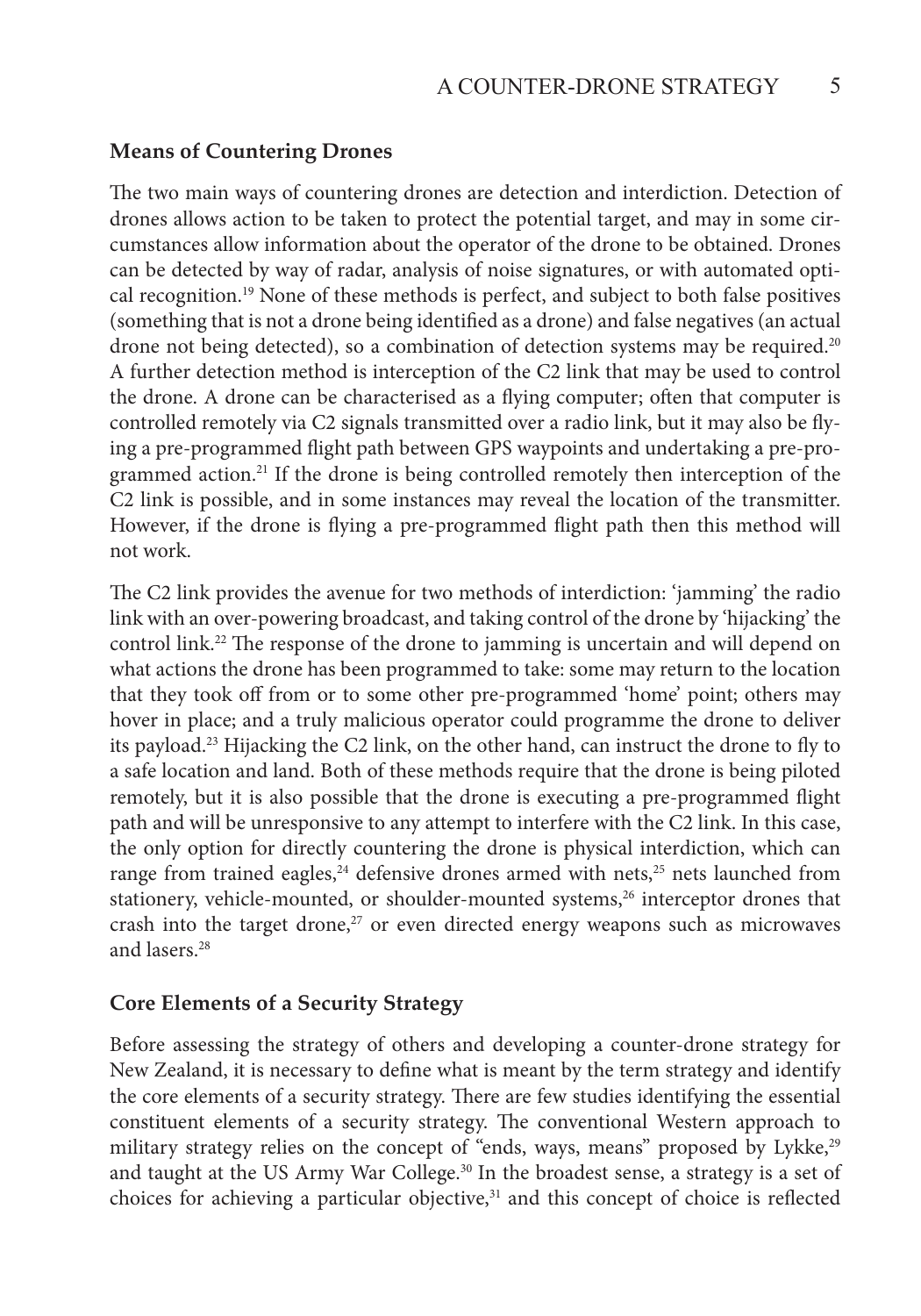## Means of Countering Drones

The two main ways of countering drones are detection and interdiction. Detection of drones allows action to be taken to protect the potential target, and may in some circumstances allow information about the operator of the drone to be obtained. Drones can be detected by way of radar, analysis of noise signatures, or with automated optical recognition.[19] None of these methods is perfect, and subject to both false positives (something that is not a drone being identified as a drone) and false negatives (an actual drone not being detected), so a combination of detection systems may be required.[20] A further detection method is interception of the C2 link that may be used to control the drone. A drone can be characterised as a flying computer; often that computer is controlled remotely via C2 signals transmitted over a radio link, but it may also be flying a pre-programmed flight path between GPS waypoints and undertaking a pre-programmed action.[21] If the drone is being controlled remotely then interception of the C2 link is possible, and in some instances may reveal the location of the transmitter. However, if the drone is flying a pre-programmed flight path then this method will not work.

The C2 link provides the avenue for two methods of interdiction: 'jamming' the radio link with an over-powering broadcast, and taking control of the drone by 'hijacking' the control link.[22] The response of the drone to jamming is uncertain and will depend on what actions the drone has been programmed to take: some may return to the location that they took off from or to some other pre-programmed 'home' point; others may hover in place; and a truly malicious operator could programme the drone to deliver its payload.[23] Hijacking the C2 link, on the other hand, can instruct the drone to fly to a safe location and land. Both of these methods require that the drone is being piloted remotely, but it is also possible that the drone is executing a pre-programmed flight path and will be unresponsive to any attempt to interfere with the C2 link. In this case, the only option for directly countering the drone is physical interdiction, which can range from trained eagles,[24] defensive drones armed with nets,[25] nets launched from stationery, vehicle-mounted, or shoulder-mounted systems,[26] interceptor drones that crash into the target drone,[27] or even directed energy weapons such as microwaves and lasers.[28]

## Core Elements of a Security Strategy

Before assessing the strategy of others and developing a counter-drone strategy for New Zealand, it is necessary to define what is meant by the term strategy and identify the core elements of a security strategy. There are few studies identifying the essential constituent elements of a security strategy. The conventional Western approach to military strategy relies on the concept of "ends, ways, means" proposed by Lykke,[29] and taught at the US Army War College.[30] In the broadest sense, a strategy is a set of choices for achieving a particular objective,[31] and this concept of choice is reflected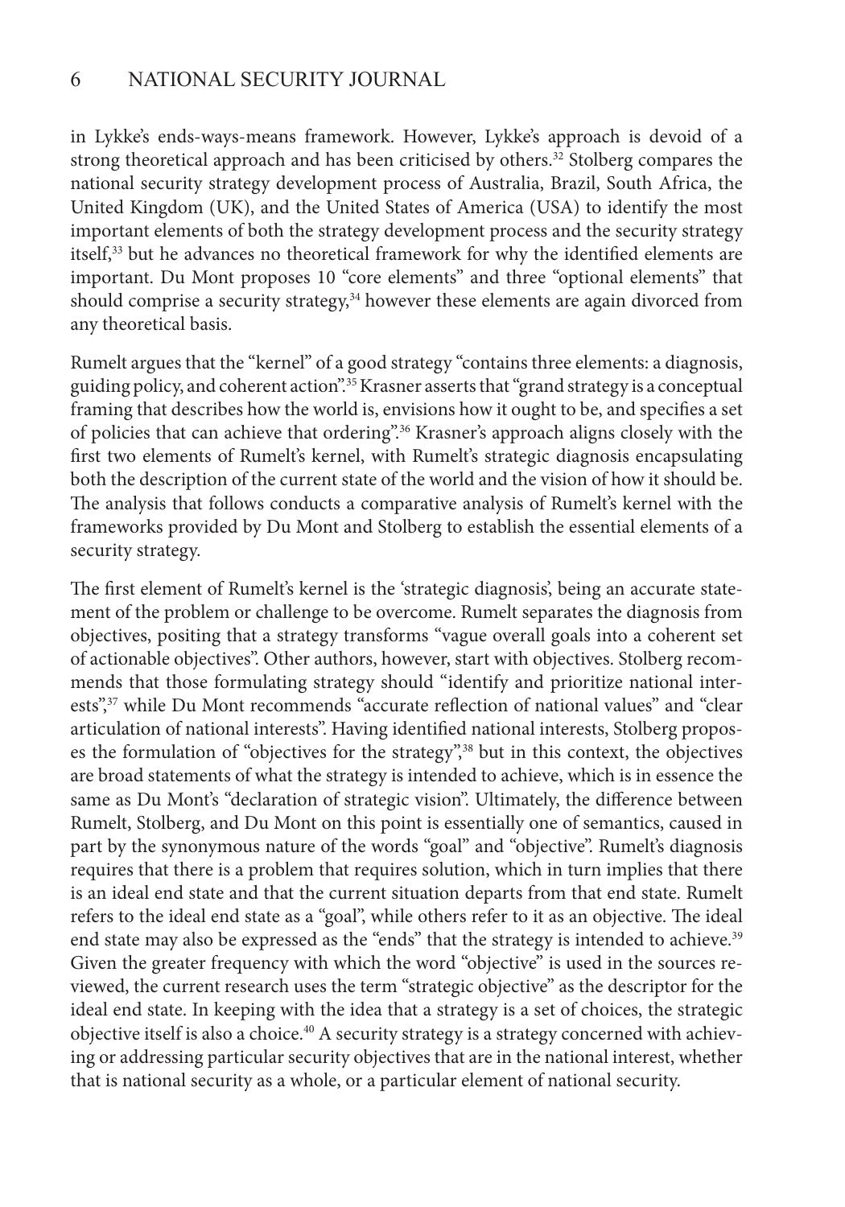in Lykke's ends-ways-means framework. However, Lykke's approach is devoid of a strong theoretical approach and has been criticised by others.[32] Stolberg compares the national security strategy development process of Australia, Brazil, South Africa, the United Kingdom (UK), and the United States of America (USA) to identify the most important elements of both the strategy development process and the security strategy itself,[33] but he advances no theoretical framework for why the identified elements are important. Du Mont proposes 10 "core elements" and three "optional elements" that should comprise a security strategy,[34] however these elements are again divorced from any theoretical basis.

Rumelt argues that the "kernel" of a good strategy "contains three elements: a diagnosis, guiding policy, and coherent action".[35] Krasner asserts that "grand strategy is a conceptual framing that describes how the world is, envisions how it ought to be, and specifies a set of policies that can achieve that ordering".[36] Krasner's approach aligns closely with the first two elements of Rumelt's kernel, with Rumelt's strategic diagnosis encapsulating both the description of the current state of the world and the vision of how it should be. The analysis that follows conducts a comparative analysis of Rumelt's kernel with the frameworks provided by Du Mont and Stolberg to establish the essential elements of a security strategy.

The first element of Rumelt's kernel is the 'strategic diagnosis', being an accurate statement of the problem or challenge to be overcome. Rumelt separates the diagnosis from objectives, positing that a strategy transforms "vague overall goals into a coherent set of actionable objectives". Other authors, however, start with objectives. Stolberg recommends that those formulating strategy should "identify and prioritize national interests",[37] while Du Mont recommends "accurate reflection of national values" and "clear articulation of national interests". Having identified national interests, Stolberg proposes the formulation of "objectives for the strategy",[38] but in this context, the objectives are broad statements of what the strategy is intended to achieve, which is in essence the same as Du Mont's "declaration of strategic vision". Ultimately, the difference between Rumelt, Stolberg, and Du Mont on this point is essentially one of semantics, caused in part by the synonymous nature of the words "goal" and "objective". Rumelt's diagnosis requires that there is a problem that requires solution, which in turn implies that there is an ideal end state and that the current situation departs from that end state. Rumelt refers to the ideal end state as a "goal", while others refer to it as an objective. The ideal end state may also be expressed as the "ends" that the strategy is intended to achieve.[39] Given the greater frequency with which the word "objective" is used in the sources reviewed, the current research uses the term "strategic objective" as the descriptor for the ideal end state. In keeping with the idea that a strategy is a set of choices, the strategic objective itself is also a choice.[40] A security strategy is a strategy concerned with achieving or addressing particular security objectives that are in the national interest, whether that is national security as a whole, or a particular element of national security.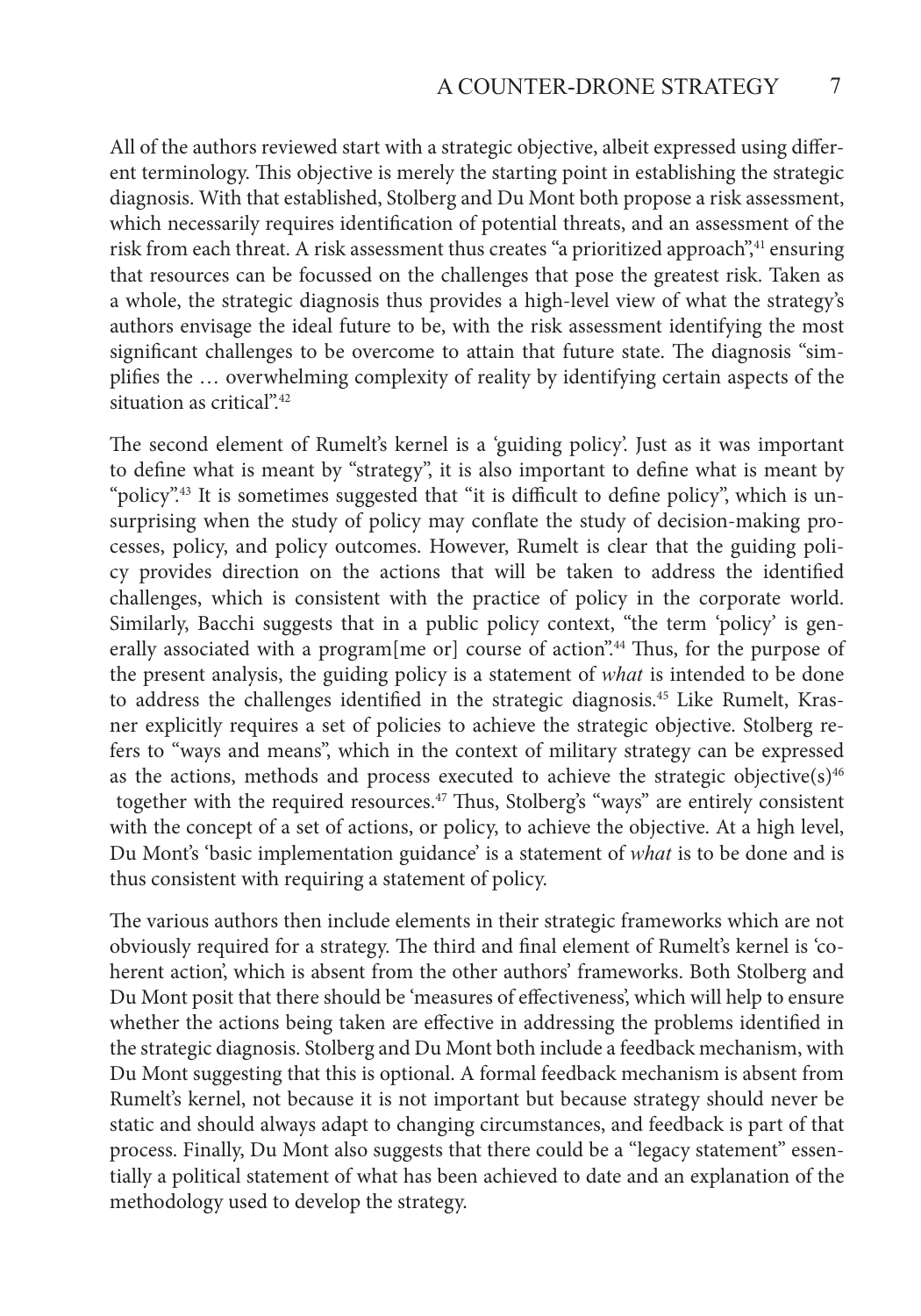All of the authors reviewed start with a strategic objective, albeit expressed using different terminology. This objective is merely the starting point in establishing the strategic diagnosis. With that established, Stolberg and Du Mont both propose a risk assessment, which necessarily requires identification of potential threats, and an assessment of the risk from each threat. A risk assessment thus creates "a prioritized approach",[41] ensuring that resources can be focussed on the challenges that pose the greatest risk. Taken as a whole, the strategic diagnosis thus provides a high-level view of what the strategy's authors envisage the ideal future to be, with the risk assessment identifying the most significant challenges to be overcome to attain that future state. The diagnosis "simplifies the … overwhelming complexity of reality by identifying certain aspects of the situation as critical".[42]

The second element of Rumelt's kernel is a 'guiding policy'. Just as it was important to define what is meant by "strategy", it is also important to define what is meant by "policy".[43] It is sometimes suggested that "it is difficult to define policy", which is unsurprising when the study of policy may conflate the study of decision-making processes, policy, and policy outcomes. However, Rumelt is clear that the guiding policy provides direction on the actions that will be taken to address the identified challenges, which is consistent with the practice of policy in the corporate world. Similarly, Bacchi suggests that in a public policy context, "the term 'policy' is generally associated with a program[me or] course of action".[44] Thus, for the purpose of the present analysis, the guiding policy is a statement of *what* is intended to be done to address the challenges identified in the strategic diagnosis.[45] Like Rumelt, Krasner explicitly requires a set of policies to achieve the strategic objective. Stolberg refers to "ways and means", which in the context of military strategy can be expressed as the actions, methods and process executed to achieve the strategic objective(s)[46] together with the required resources.[47] Thus, Stolberg's "ways" are entirely consistent with the concept of a set of actions, or policy, to achieve the objective. At a high level, Du Mont's 'basic implementation guidance' is a statement of *what* is to be done and is thus consistent with requiring a statement of policy.

The various authors then include elements in their strategic frameworks which are not obviously required for a strategy. The third and final element of Rumelt's kernel is 'coherent action', which is absent from the other authors' frameworks. Both Stolberg and Du Mont posit that there should be 'measures of effectiveness', which will help to ensure whether the actions being taken are effective in addressing the problems identified in the strategic diagnosis. Stolberg and Du Mont both include a feedback mechanism, with Du Mont suggesting that this is optional. A formal feedback mechanism is absent from Rumelt's kernel, not because it is not important but because strategy should never be static and should always adapt to changing circumstances, and feedback is part of that process. Finally, Du Mont also suggests that there could be a "legacy statement" essentially a political statement of what has been achieved to date and an explanation of the methodology used to develop the strategy.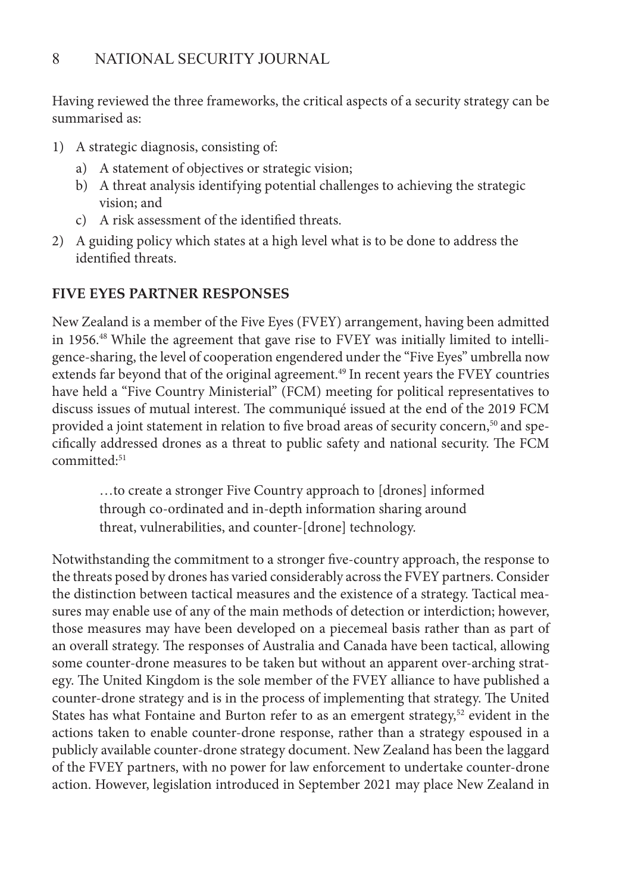Having reviewed the three frameworks, the critical aspects of a security strategy can be summarised as:

1) A strategic diagnosis, consisting of:
   a) A statement of objectives or strategic vision;
   b) A threat analysis identifying potential challenges to achieving the strategic vision; and
   c) A risk assessment of the identified threats.
2) A guiding policy which states at a high level what is to be done to address the identified threats.

## FIVE EYES PARTNER RESPONSES

New Zealand is a member of the Five Eyes (FVEY) arrangement, having been admitted in 1956.[48] While the agreement that gave rise to FVEY was initially limited to intelligence-sharing, the level of cooperation engendered under the "Five Eyes" umbrella now extends far beyond that of the original agreement.[49] In recent years the FVEY countries have held a "Five Country Ministerial" (FCM) meeting for political representatives to discuss issues of mutual interest. The communiqué issued at the end of the 2019 FCM provided a joint statement in relation to five broad areas of security concern,[50] and specifically addressed drones as a threat to public safety and national security. The FCM committed:[51]

> …to create a stronger Five Country approach to [drones] informed through co-ordinated and in-depth information sharing around threat, vulnerabilities, and counter-[drone] technology.

Notwithstanding the commitment to a stronger five-country approach, the response to the threats posed by drones has varied considerably across the FVEY partners. Consider the distinction between tactical measures and the existence of a strategy. Tactical measures may enable use of any of the main methods of detection or interdiction; however, those measures may have been developed on a piecemeal basis rather than as part of an overall strategy. The responses of Australia and Canada have been tactical, allowing some counter-drone measures to be taken but without an apparent over-arching strategy. The United Kingdom is the sole member of the FVEY alliance to have published a counter-drone strategy and is in the process of implementing that strategy. The United States has what Fontaine and Burton refer to as an emergent strategy,[52] evident in the actions taken to enable counter-drone response, rather than a strategy espoused in a publicly available counter-drone strategy document. New Zealand has been the laggard of the FVEY partners, with no power for law enforcement to undertake counter-drone action. However, legislation introduced in September 2021 may place New Zealand in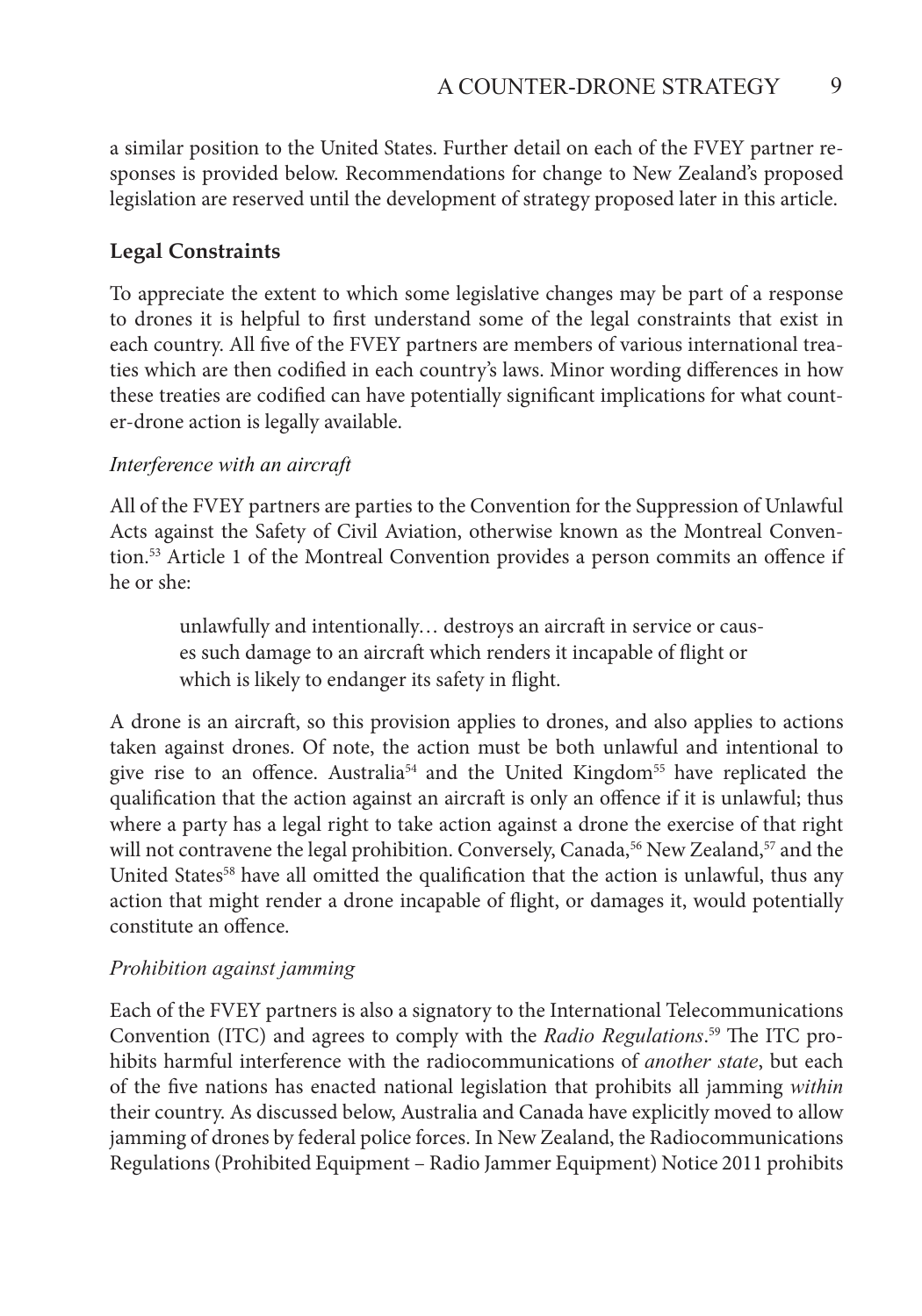a similar position to the United States. Further detail on each of the FVEY partner responses is provided below. Recommendations for change to New Zealand's proposed legislation are reserved until the development of strategy proposed later in this article.

## Legal Constraints

To appreciate the extent to which some legislative changes may be part of a response to drones it is helpful to first understand some of the legal constraints that exist in each country. All five of the FVEY partners are members of various international treaties which are then codified in each country's laws. Minor wording differences in how these treaties are codified can have potentially significant implications for what counter-drone action is legally available.

### *Interference with an aircraft*

All of the FVEY partners are parties to the Convention for the Suppression of Unlawful Acts against the Safety of Civil Aviation, otherwise known as the Montreal Convention.[53] Article 1 of the Montreal Convention provides a person commits an offence if he or she:

> unlawfully and intentionally… destroys an aircraft in service or causes such damage to an aircraft which renders it incapable of flight or which is likely to endanger its safety in flight.

A drone is an aircraft, so this provision applies to drones, and also applies to actions taken against drones. Of note, the action must be both unlawful and intentional to give rise to an offence. Australia[54] and the United Kingdom[55] have replicated the qualification that the action against an aircraft is only an offence if it is unlawful; thus where a party has a legal right to take action against a drone the exercise of that right will not contravene the legal prohibition. Conversely, Canada,[56] New Zealand,[57] and the United States[58] have all omitted the qualification that the action is unlawful, thus any action that might render a drone incapable of flight, or damages it, would potentially constitute an offence.

### *Prohibition against jamming*

Each of the FVEY partners is also a signatory to the International Telecommunications Convention (ITC) and agrees to comply with the *Radio Regulations*.[59] The ITC prohibits harmful interference with the radiocommunications of *another state*, but each of the five nations has enacted national legislation that prohibits all jamming *within* their country. As discussed below, Australia and Canada have explicitly moved to allow jamming of drones by federal police forces. In New Zealand, the Radiocommunications Regulations (Prohibited Equipment – Radio Jammer Equipment) Notice 2011 prohibits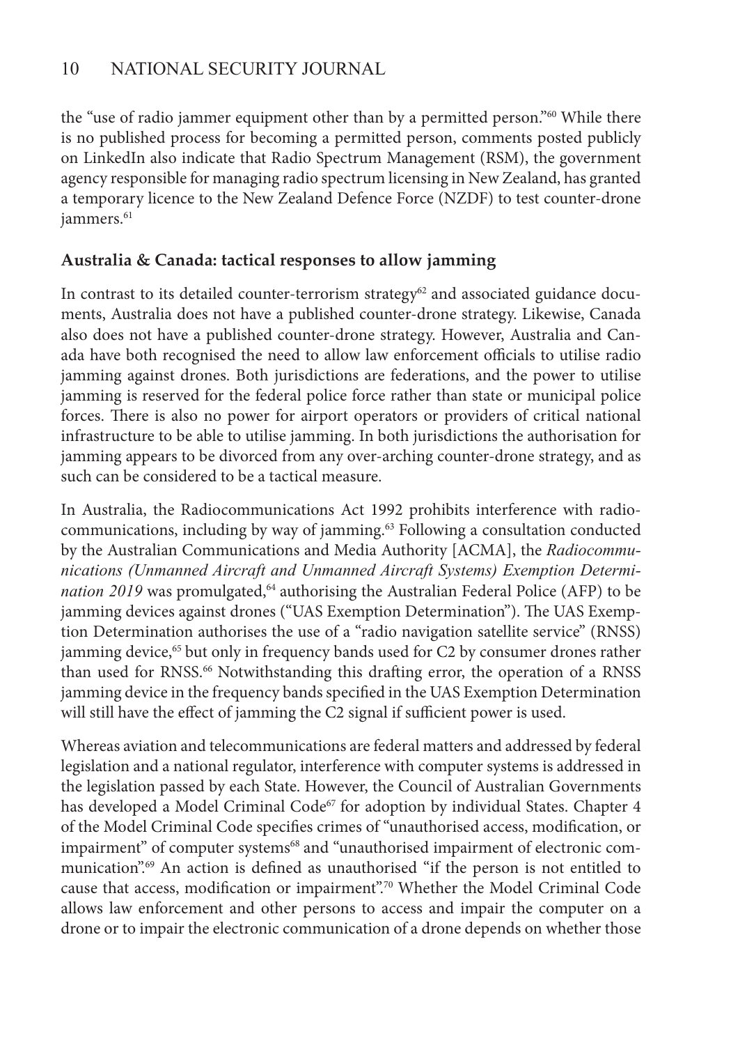the "use of radio jammer equipment other than by a permitted person."[60] While there is no published process for becoming a permitted person, comments posted publicly on LinkedIn also indicate that Radio Spectrum Management (RSM), the government agency responsible for managing radio spectrum licensing in New Zealand, has granted a temporary licence to the New Zealand Defence Force (NZDF) to test counter-drone jammers.[61]

**Australia & Canada: tactical responses to allow jamming**

In contrast to its detailed counter-terrorism strategy[62] and associated guidance documents, Australia does not have a published counter-drone strategy. Likewise, Canada also does not have a published counter-drone strategy. However, Australia and Canada have both recognised the need to allow law enforcement officials to utilise radio jamming against drones. Both jurisdictions are federations, and the power to utilise jamming is reserved for the federal police force rather than state or municipal police forces. There is also no power for airport operators or providers of critical national infrastructure to be able to utilise jamming. In both jurisdictions the authorisation for jamming appears to be divorced from any over-arching counter-drone strategy, and as such can be considered to be a tactical measure.

In Australia, the Radiocommunications Act 1992 prohibits interference with radiocommunications, including by way of jamming.[63] Following a consultation conducted by the Australian Communications and Media Authority [ACMA], the *Radiocommunications (Unmanned Aircraft and Unmanned Aircraft Systems) Exemption Determination 2019* was promulgated,[64] authorising the Australian Federal Police (AFP) to be jamming devices against drones ("UAS Exemption Determination"). The UAS Exemption Determination authorises the use of a "radio navigation satellite service" (RNSS) jamming device,[65] but only in frequency bands used for C2 by consumer drones rather than used for RNSS.[66] Notwithstanding this drafting error, the operation of a RNSS jamming device in the frequency bands specified in the UAS Exemption Determination will still have the effect of jamming the C2 signal if sufficient power is used.

Whereas aviation and telecommunications are federal matters and addressed by federal legislation and a national regulator, interference with computer systems is addressed in the legislation passed by each State. However, the Council of Australian Governments has developed a Model Criminal Code[67] for adoption by individual States. Chapter 4 of the Model Criminal Code specifies crimes of "unauthorised access, modification, or impairment" of computer systems[68] and "unauthorised impairment of electronic communication".[69] An action is defined as unauthorised "if the person is not entitled to cause that access, modification or impairment".[70] Whether the Model Criminal Code allows law enforcement and other persons to access and impair the computer on a drone or to impair the electronic communication of a drone depends on whether those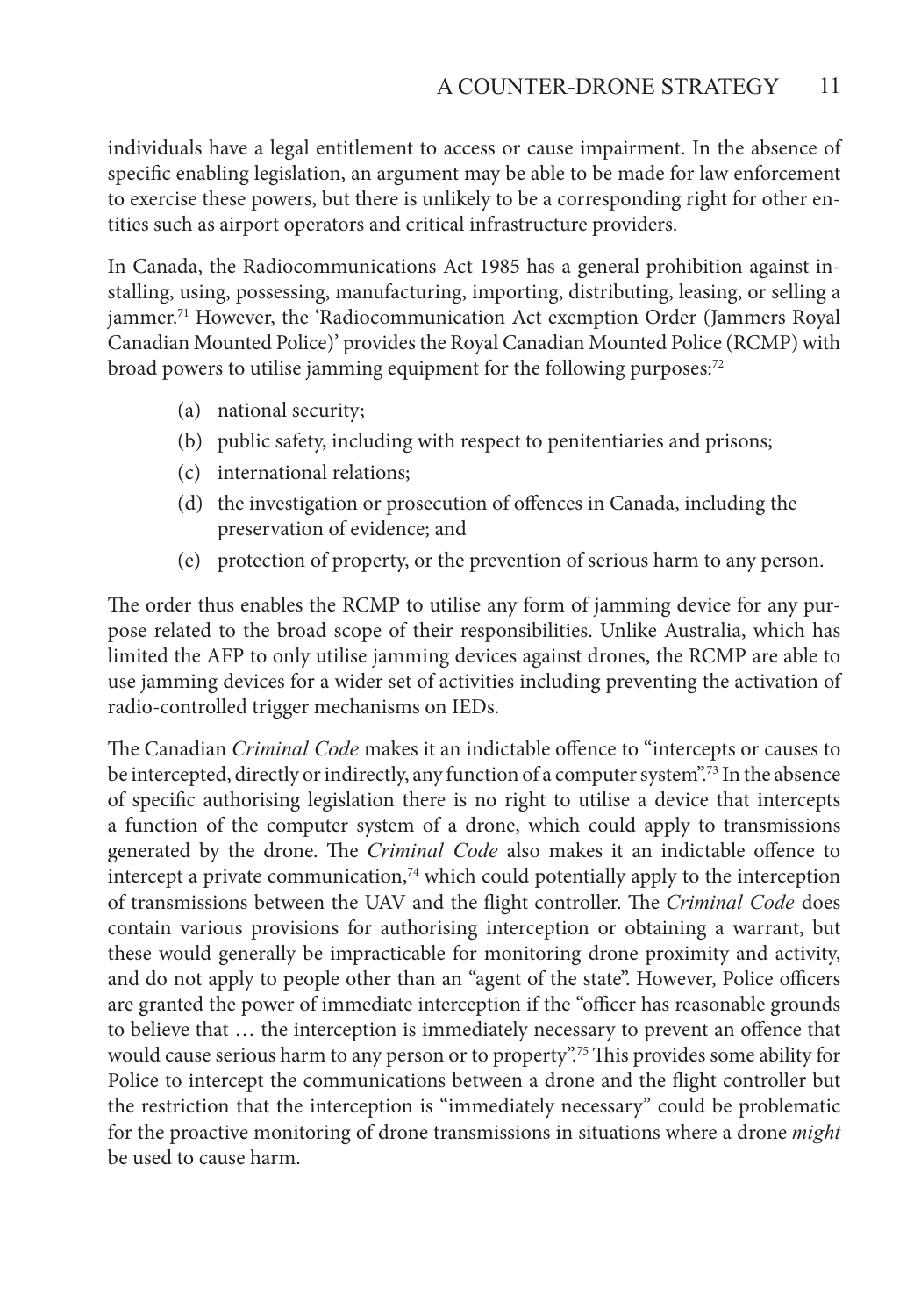individuals have a legal entitlement to access or cause impairment. In the absence of specific enabling legislation, an argument may be able to be made for law enforcement to exercise these powers, but there is unlikely to be a corresponding right for other entities such as airport operators and critical infrastructure providers.

In Canada, the Radiocommunications Act 1985 has a general prohibition against installing, using, possessing, manufacturing, importing, distributing, leasing, or selling a jammer.[71] However, the 'Radiocommunication Act exemption Order (Jammers Royal Canadian Mounted Police)' provides the Royal Canadian Mounted Police (RCMP) with broad powers to utilise jamming equipment for the following purposes:[72]

- (a) national security;
- (b) public safety, including with respect to penitentiaries and prisons;
- (c) international relations;
- (d) the investigation or prosecution of offences in Canada, including the preservation of evidence; and
- (e) protection of property, or the prevention of serious harm to any person.

The order thus enables the RCMP to utilise any form of jamming device for any purpose related to the broad scope of their responsibilities. Unlike Australia, which has limited the AFP to only utilise jamming devices against drones, the RCMP are able to use jamming devices for a wider set of activities including preventing the activation of radio-controlled trigger mechanisms on IEDs.

The Canadian *Criminal Code* makes it an indictable offence to "intercepts or causes to be intercepted, directly or indirectly, any function of a computer system".[73] In the absence of specific authorising legislation there is no right to utilise a device that intercepts a function of the computer system of a drone, which could apply to transmissions generated by the drone. The *Criminal Code* also makes it an indictable offence to intercept a private communication,[74] which could potentially apply to the interception of transmissions between the UAV and the flight controller. The *Criminal Code* does contain various provisions for authorising interception or obtaining a warrant, but these would generally be impracticable for monitoring drone proximity and activity, and do not apply to people other than an "agent of the state". However, Police officers are granted the power of immediate interception if the "officer has reasonable grounds to believe that … the interception is immediately necessary to prevent an offence that would cause serious harm to any person or to property".[75] This provides some ability for Police to intercept the communications between a drone and the flight controller but the restriction that the interception is "immediately necessary" could be problematic for the proactive monitoring of drone transmissions in situations where a drone *might* be used to cause harm.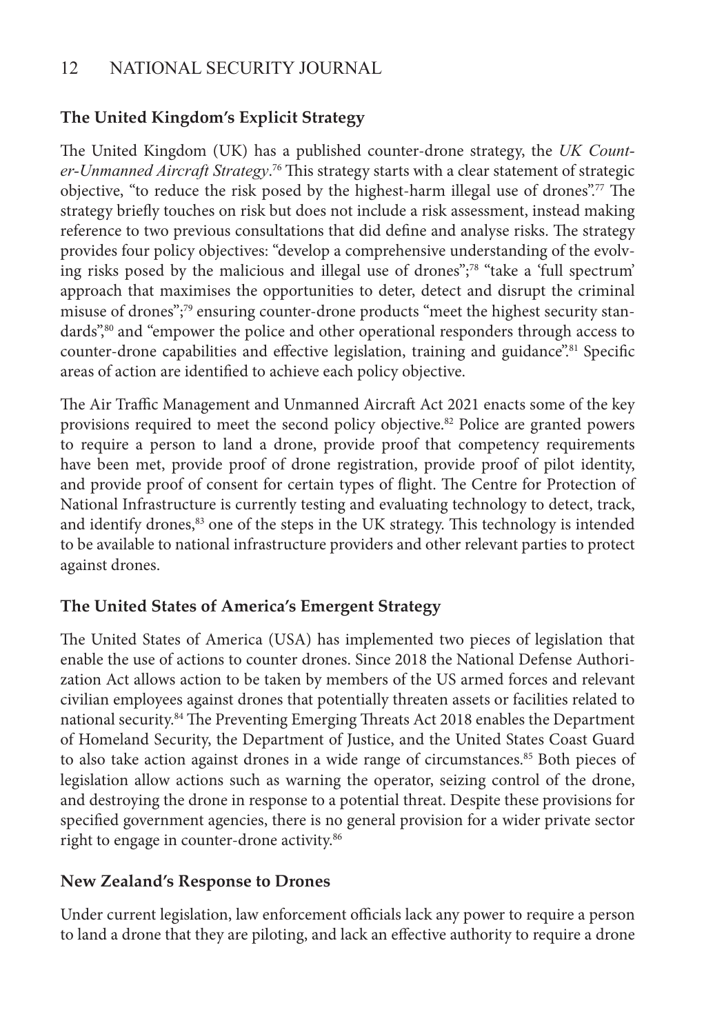### The United Kingdom's Explicit Strategy

The United Kingdom (UK) has a published counter-drone strategy, the *UK Counter-Unmanned Aircraft Strategy*.[76] This strategy starts with a clear statement of strategic objective, "to reduce the risk posed by the highest-harm illegal use of drones".[77] The strategy briefly touches on risk but does not include a risk assessment, instead making reference to two previous consultations that did define and analyse risks. The strategy provides four policy objectives: "develop a comprehensive understanding of the evolving risks posed by the malicious and illegal use of drones";[78] "take a 'full spectrum' approach that maximises the opportunities to deter, detect and disrupt the criminal misuse of drones";[79] ensuring counter-drone products "meet the highest security standards",[80] and "empower the police and other operational responders through access to counter-drone capabilities and effective legislation, training and guidance".[81] Specific areas of action are identified to achieve each policy objective.

The Air Traffic Management and Unmanned Aircraft Act 2021 enacts some of the key provisions required to meet the second policy objective.[82] Police are granted powers to require a person to land a drone, provide proof that competency requirements have been met, provide proof of drone registration, provide proof of pilot identity, and provide proof of consent for certain types of flight. The Centre for Protection of National Infrastructure is currently testing and evaluating technology to detect, track, and identify drones,[83] one of the steps in the UK strategy. This technology is intended to be available to national infrastructure providers and other relevant parties to protect against drones.

### The United States of America's Emergent Strategy

The United States of America (USA) has implemented two pieces of legislation that enable the use of actions to counter drones. Since 2018 the National Defense Authorization Act allows action to be taken by members of the US armed forces and relevant civilian employees against drones that potentially threaten assets or facilities related to national security.[84] The Preventing Emerging Threats Act 2018 enables the Department of Homeland Security, the Department of Justice, and the United States Coast Guard to also take action against drones in a wide range of circumstances.[85] Both pieces of legislation allow actions such as warning the operator, seizing control of the drone, and destroying the drone in response to a potential threat. Despite these provisions for specified government agencies, there is no general provision for a wider private sector right to engage in counter-drone activity.[86]

### New Zealand's Response to Drones

Under current legislation, law enforcement officials lack any power to require a person to land a drone that they are piloting, and lack an effective authority to require a drone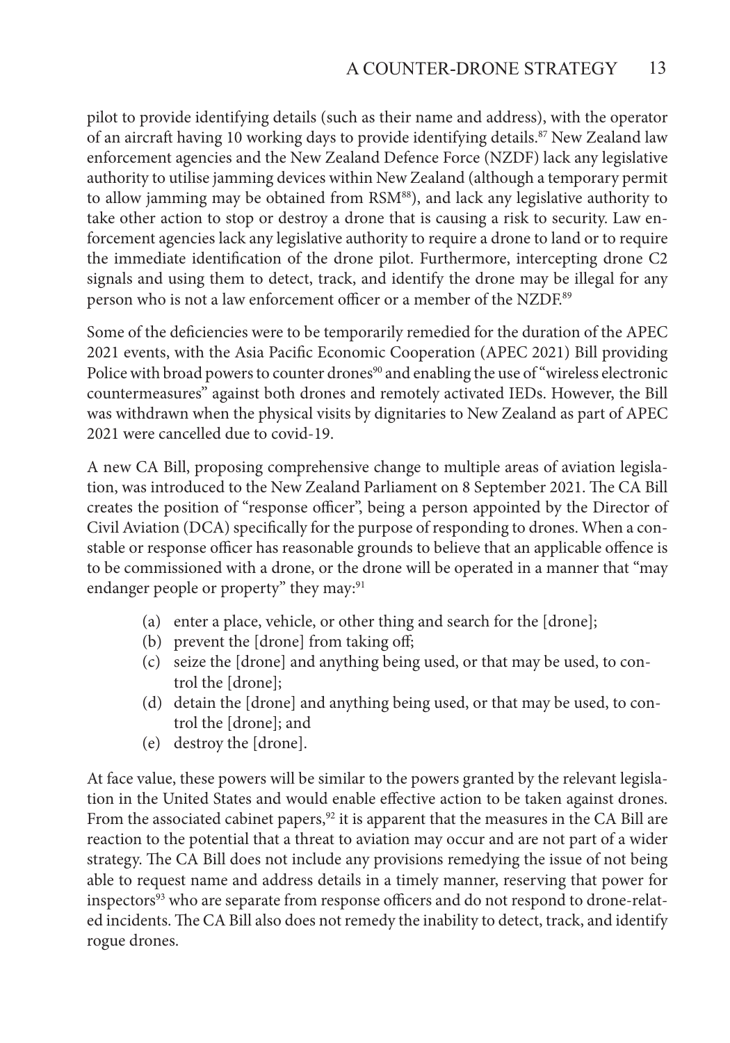pilot to provide identifying details (such as their name and address), with the operator of an aircraft having 10 working days to provide identifying details.[87] New Zealand law enforcement agencies and the New Zealand Defence Force (NZDF) lack any legislative authority to utilise jamming devices within New Zealand (although a temporary permit to allow jamming may be obtained from RSM[88]), and lack any legislative authority to take other action to stop or destroy a drone that is causing a risk to security. Law enforcement agencies lack any legislative authority to require a drone to land or to require the immediate identification of the drone pilot. Furthermore, intercepting drone C2 signals and using them to detect, track, and identify the drone may be illegal for any person who is not a law enforcement officer or a member of the NZDF.[89]

Some of the deficiencies were to be temporarily remedied for the duration of the APEC 2021 events, with the Asia Pacific Economic Cooperation (APEC 2021) Bill providing Police with broad powers to counter drones[90] and enabling the use of "wireless electronic countermeasures" against both drones and remotely activated IEDs. However, the Bill was withdrawn when the physical visits by dignitaries to New Zealand as part of APEC 2021 were cancelled due to covid-19.

A new CA Bill, proposing comprehensive change to multiple areas of aviation legislation, was introduced to the New Zealand Parliament on 8 September 2021. The CA Bill creates the position of "response officer", being a person appointed by the Director of Civil Aviation (DCA) specifically for the purpose of responding to drones. When a constable or response officer has reasonable grounds to believe that an applicable offence is to be commissioned with a drone, or the drone will be operated in a manner that "may endanger people or property" they may:[91]

> (a) enter a place, vehicle, or other thing and search for the [drone];
> (b) prevent the [drone] from taking off;
> (c) seize the [drone] and anything being used, or that may be used, to control the [drone];
> (d) detain the [drone] and anything being used, or that may be used, to control the [drone]; and
> (e) destroy the [drone].

At face value, these powers will be similar to the powers granted by the relevant legislation in the United States and would enable effective action to be taken against drones. From the associated cabinet papers,[92] it is apparent that the measures in the CA Bill are reaction to the potential that a threat to aviation may occur and are not part of a wider strategy. The CA Bill does not include any provisions remedying the issue of not being able to request name and address details in a timely manner, reserving that power for inspectors[93] who are separate from response officers and do not respond to drone-related incidents. The CA Bill also does not remedy the inability to detect, track, and identify rogue drones.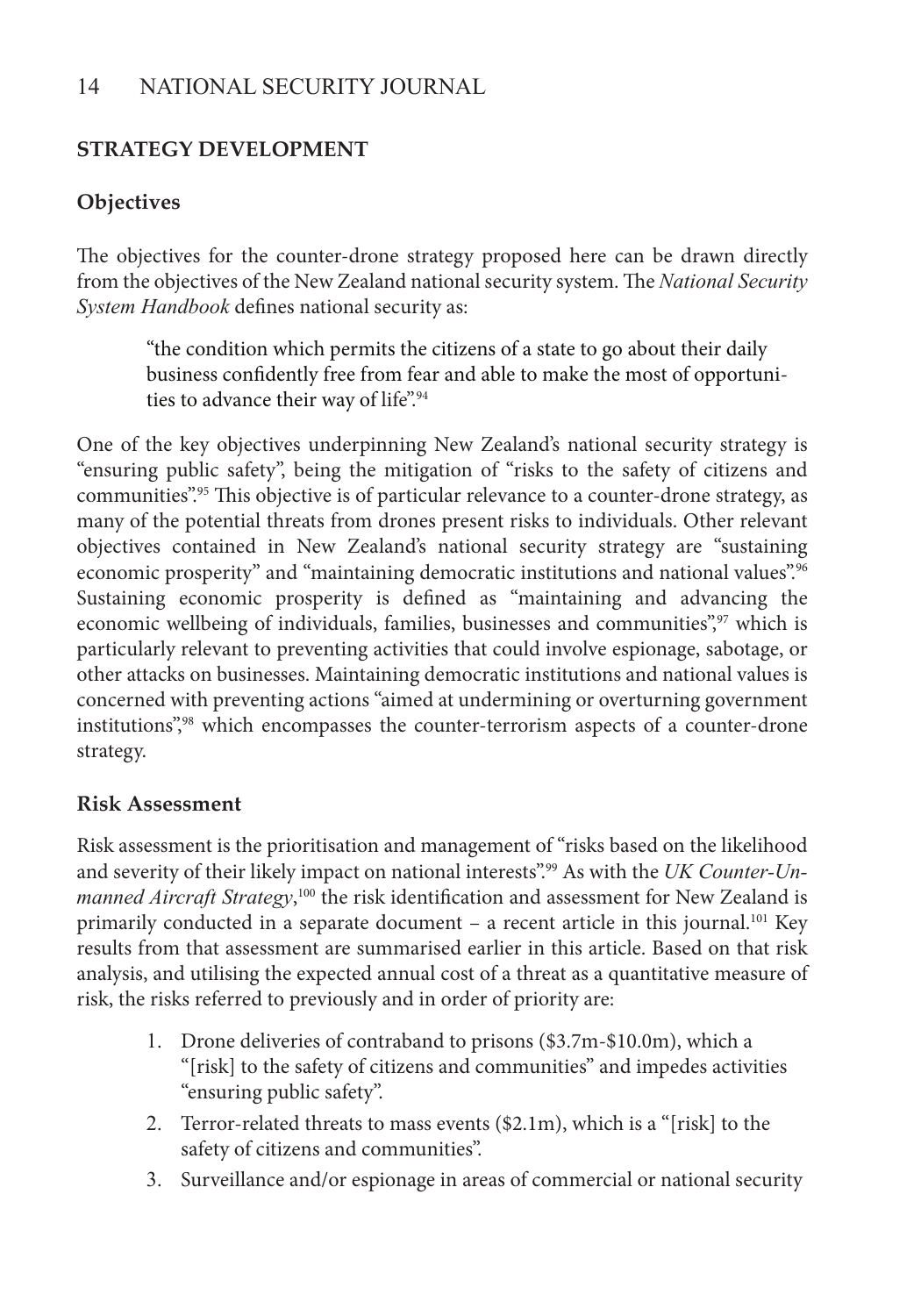## STRATEGY DEVELOPMENT

### Objectives

The objectives for the counter-drone strategy proposed here can be drawn directly from the objectives of the New Zealand national security system. The *National Security System Handbook* defines national security as:

> "the condition which permits the citizens of a state to go about their daily business confidently free from fear and able to make the most of opportunities to advance their way of life".[94]

One of the key objectives underpinning New Zealand's national security strategy is "ensuring public safety", being the mitigation of "risks to the safety of citizens and communities".[95] This objective is of particular relevance to a counter-drone strategy, as many of the potential threats from drones present risks to individuals. Other relevant objectives contained in New Zealand's national security strategy are "sustaining economic prosperity" and "maintaining democratic institutions and national values".[96] Sustaining economic prosperity is defined as "maintaining and advancing the economic wellbeing of individuals, families, businesses and communities",[97] which is particularly relevant to preventing activities that could involve espionage, sabotage, or other attacks on businesses. Maintaining democratic institutions and national values is concerned with preventing actions "aimed at undermining or overturning government institutions",[98] which encompasses the counter-terrorism aspects of a counter-drone strategy.

### Risk Assessment

Risk assessment is the prioritisation and management of "risks based on the likelihood and severity of their likely impact on national interests".[99] As with the *UK Counter-Unmanned Aircraft Strategy*,[100] the risk identification and assessment for New Zealand is primarily conducted in a separate document – a recent article in this journal.[101] Key results from that assessment are summarised earlier in this article. Based on that risk analysis, and utilising the expected annual cost of a threat as a quantitative measure of risk, the risks referred to previously and in order of priority are:

1. Drone deliveries of contraband to prisons ($3.7m-$10.0m), which a "[risk] to the safety of citizens and communities" and impedes activities "ensuring public safety".
2. Terror-related threats to mass events ($2.1m), which is a "[risk] to the safety of citizens and communities".
3. Surveillance and/or espionage in areas of commercial or national security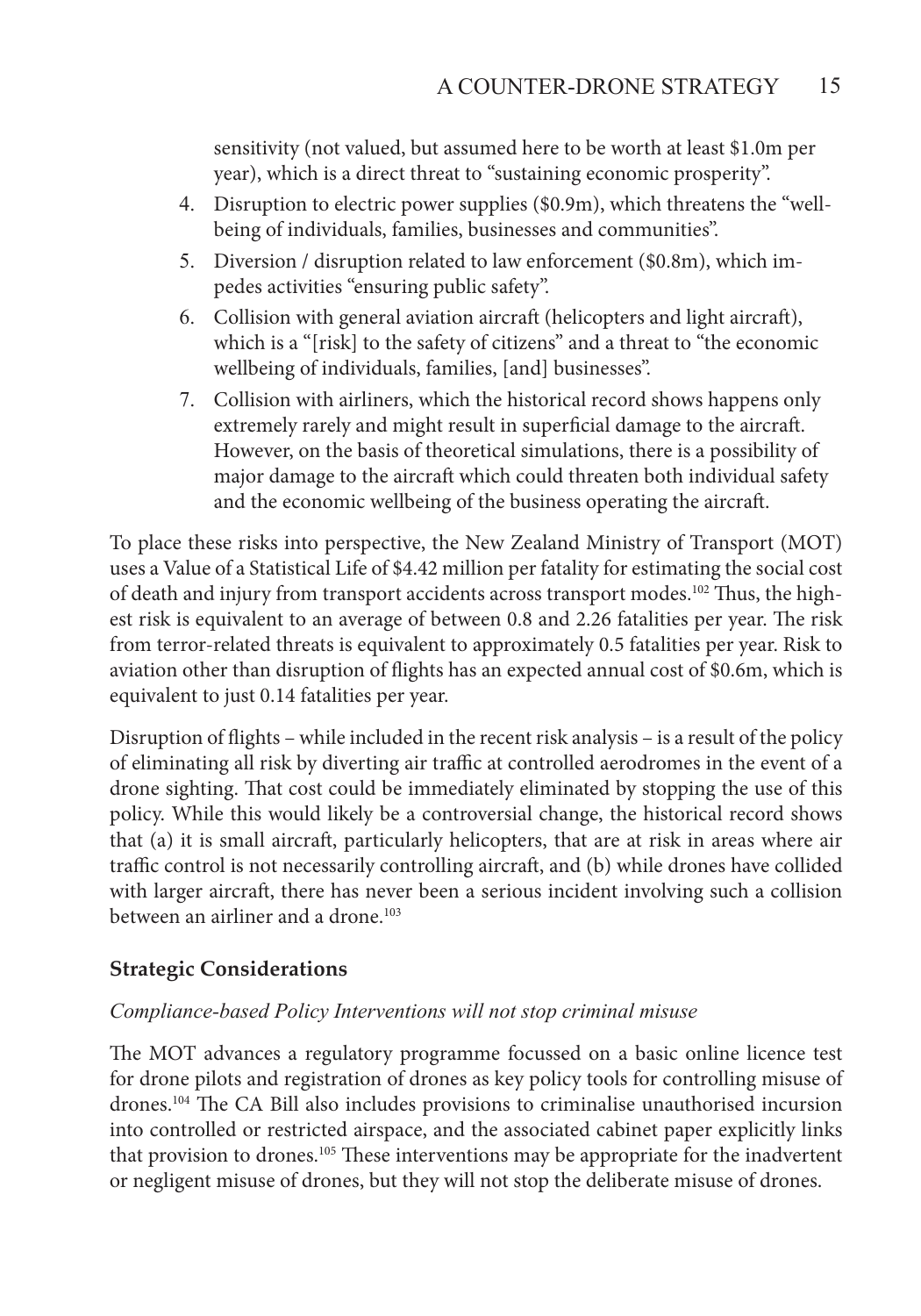sensitivity (not valued, but assumed here to be worth at least \$1.0m per year), which is a direct threat to "sustaining economic prosperity".

4. Disruption to electric power supplies (\$0.9m), which threatens the "well-being of individuals, families, businesses and communities".
5. Diversion / disruption related to law enforcement (\$0.8m), which impedes activities "ensuring public safety".
6. Collision with general aviation aircraft (helicopters and light aircraft), which is a "[risk] to the safety of citizens" and a threat to "the economic wellbeing of individuals, families, [and] businesses".
7. Collision with airliners, which the historical record shows happens only extremely rarely and might result in superficial damage to the aircraft. However, on the basis of theoretical simulations, there is a possibility of major damage to the aircraft which could threaten both individual safety and the economic wellbeing of the business operating the aircraft.

To place these risks into perspective, the New Zealand Ministry of Transport (MOT) uses a Value of a Statistical Life of \$4.42 million per fatality for estimating the social cost of death and injury from transport accidents across transport modes.[102] Thus, the highest risk is equivalent to an average of between 0.8 and 2.26 fatalities per year. The risk from terror-related threats is equivalent to approximately 0.5 fatalities per year. Risk to aviation other than disruption of flights has an expected annual cost of \$0.6m, which is equivalent to just 0.14 fatalities per year.

Disruption of flights – while included in the recent risk analysis – is a result of the policy of eliminating all risk by diverting air traffic at controlled aerodromes in the event of a drone sighting. That cost could be immediately eliminated by stopping the use of this policy. While this would likely be a controversial change, the historical record shows that (a) it is small aircraft, particularly helicopters, that are at risk in areas where air traffic control is not necessarily controlling aircraft, and (b) while drones have collided with larger aircraft, there has never been a serious incident involving such a collision between an airliner and a drone.[103]

## Strategic Considerations

*Compliance-based Policy Interventions will not stop criminal misuse*

The MOT advances a regulatory programme focussed on a basic online licence test for drone pilots and registration of drones as key policy tools for controlling misuse of drones.[104] The CA Bill also includes provisions to criminalise unauthorised incursion into controlled or restricted airspace, and the associated cabinet paper explicitly links that provision to drones.[105] These interventions may be appropriate for the inadvertent or negligent misuse of drones, but they will not stop the deliberate misuse of drones.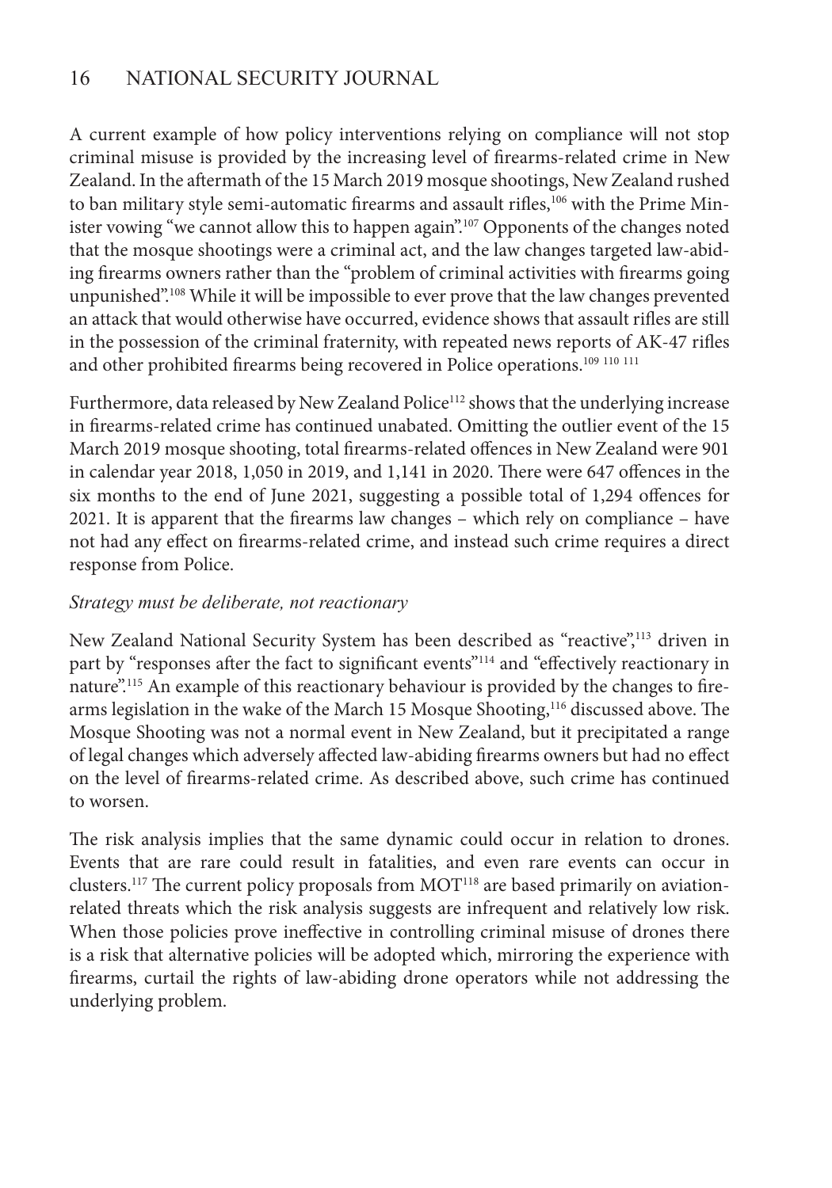A current example of how policy interventions relying on compliance will not stop criminal misuse is provided by the increasing level of firearms-related crime in New Zealand. In the aftermath of the 15 March 2019 mosque shootings, New Zealand rushed to ban military style semi-automatic firearms and assault rifles,[106] with the Prime Minister vowing "we cannot allow this to happen again".[107] Opponents of the changes noted that the mosque shootings were a criminal act, and the law changes targeted law-abiding firearms owners rather than the "problem of criminal activities with firearms going unpunished".[108] While it will be impossible to ever prove that the law changes prevented an attack that would otherwise have occurred, evidence shows that assault rifles are still in the possession of the criminal fraternity, with repeated news reports of AK-47 rifles and other prohibited firearms being recovered in Police operations.[109] [110] [111]

Furthermore, data released by New Zealand Police[112] shows that the underlying increase in firearms-related crime has continued unabated. Omitting the outlier event of the 15 March 2019 mosque shooting, total firearms-related offences in New Zealand were 901 in calendar year 2018, 1,050 in 2019, and 1,141 in 2020. There were 647 offences in the six months to the end of June 2021, suggesting a possible total of 1,294 offences for 2021. It is apparent that the firearms law changes – which rely on compliance – have not had any effect on firearms-related crime, and instead such crime requires a direct response from Police.

*Strategy must be deliberate, not reactionary*

New Zealand National Security System has been described as "reactive",[113] driven in part by "responses after the fact to significant events"[114] and "effectively reactionary in nature".[115] An example of this reactionary behaviour is provided by the changes to firearms legislation in the wake of the March 15 Mosque Shooting,[116] discussed above. The Mosque Shooting was not a normal event in New Zealand, but it precipitated a range of legal changes which adversely affected law-abiding firearms owners but had no effect on the level of firearms-related crime. As described above, such crime has continued to worsen.

The risk analysis implies that the same dynamic could occur in relation to drones. Events that are rare could result in fatalities, and even rare events can occur in clusters.[117] The current policy proposals from MOT[118] are based primarily on aviation-related threats which the risk analysis suggests are infrequent and relatively low risk. When those policies prove ineffective in controlling criminal misuse of drones there is a risk that alternative policies will be adopted which, mirroring the experience with firearms, curtail the rights of law-abiding drone operators while not addressing the underlying problem.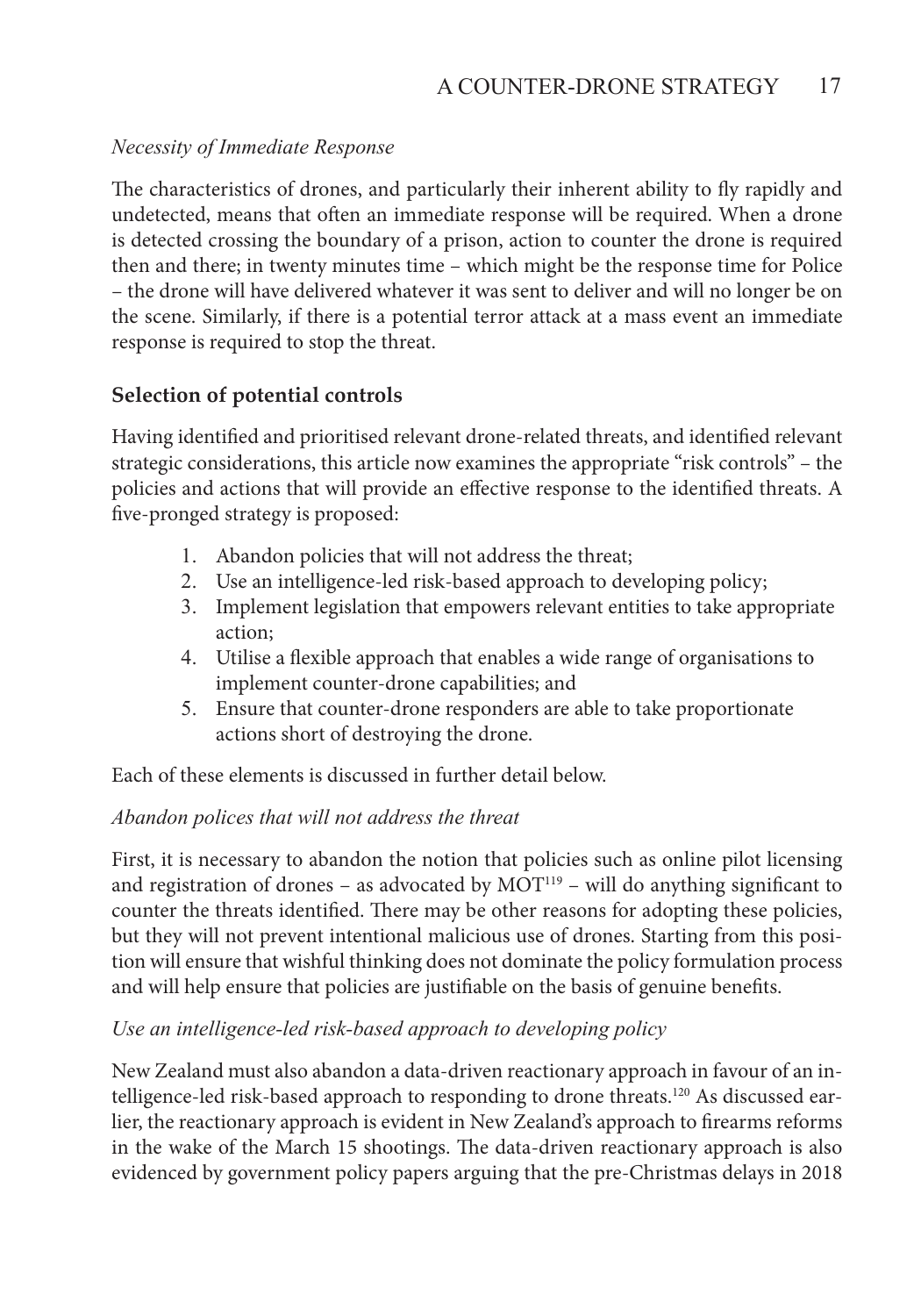*Necessity of Immediate Response*

The characteristics of drones, and particularly their inherent ability to fly rapidly and undetected, means that often an immediate response will be required. When a drone is detected crossing the boundary of a prison, action to counter the drone is required then and there; in twenty minutes time – which might be the response time for Police – the drone will have delivered whatever it was sent to deliver and will no longer be on the scene. Similarly, if there is a potential terror attack at a mass event an immediate response is required to stop the threat.

## Selection of potential controls

Having identified and prioritised relevant drone-related threats, and identified relevant strategic considerations, this article now examines the appropriate "risk controls" – the policies and actions that will provide an effective response to the identified threats. A five-pronged strategy is proposed:

1. Abandon policies that will not address the threat;
2. Use an intelligence-led risk-based approach to developing policy;
3. Implement legislation that empowers relevant entities to take appropriate action;
4. Utilise a flexible approach that enables a wide range of organisations to implement counter-drone capabilities; and
5. Ensure that counter-drone responders are able to take proportionate actions short of destroying the drone.

Each of these elements is discussed in further detail below.

*Abandon polices that will not address the threat*

First, it is necessary to abandon the notion that policies such as online pilot licensing and registration of drones – as advocated by MOT[119] – will do anything significant to counter the threats identified. There may be other reasons for adopting these policies, but they will not prevent intentional malicious use of drones. Starting from this position will ensure that wishful thinking does not dominate the policy formulation process and will help ensure that policies are justifiable on the basis of genuine benefits.

*Use an intelligence-led risk-based approach to developing policy*

New Zealand must also abandon a data-driven reactionary approach in favour of an intelligence-led risk-based approach to responding to drone threats.[120] As discussed earlier, the reactionary approach is evident in New Zealand's approach to firearms reforms in the wake of the March 15 shootings. The data-driven reactionary approach is also evidenced by government policy papers arguing that the pre-Christmas delays in 2018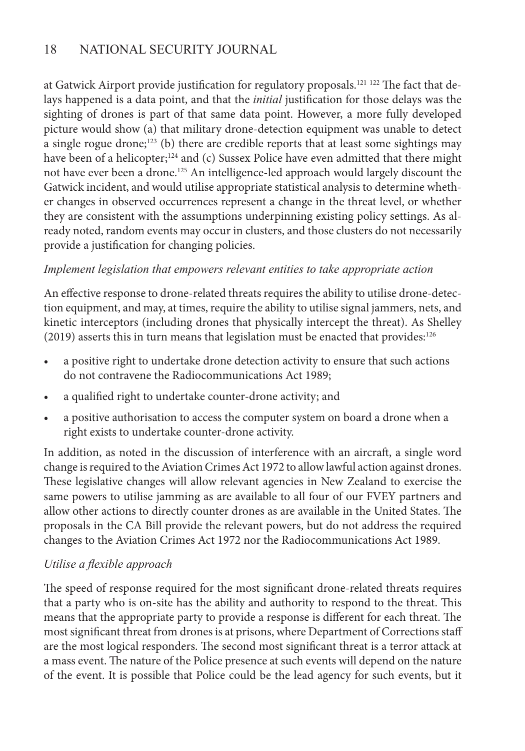at Gatwick Airport provide justification for regulatory proposals.[121] [122] The fact that delays happened is a data point, and that the *initial* justification for those delays was the sighting of drones is part of that same data point. However, a more fully developed picture would show (a) that military drone-detection equipment was unable to detect a single rogue drone;[123] (b) there are credible reports that at least some sightings may have been of a helicopter;[124] and (c) Sussex Police have even admitted that there might not have ever been a drone.[125] An intelligence-led approach would largely discount the Gatwick incident, and would utilise appropriate statistical analysis to determine whether changes in observed occurrences represent a change in the threat level, or whether they are consistent with the assumptions underpinning existing policy settings. As already noted, random events may occur in clusters, and those clusters do not necessarily provide a justification for changing policies.

*Implement legislation that empowers relevant entities to take appropriate action*

An effective response to drone-related threats requires the ability to utilise drone-detection equipment, and may, at times, require the ability to utilise signal jammers, nets, and kinetic interceptors (including drones that physically intercept the threat). As Shelley (2019) asserts this in turn means that legislation must be enacted that provides:[126]

- a positive right to undertake drone detection activity to ensure that such actions do not contravene the Radiocommunications Act 1989;
- a qualified right to undertake counter-drone activity; and
- a positive authorisation to access the computer system on board a drone when a right exists to undertake counter-drone activity.

In addition, as noted in the discussion of interference with an aircraft, a single word change is required to the Aviation Crimes Act 1972 to allow lawful action against drones. These legislative changes will allow relevant agencies in New Zealand to exercise the same powers to utilise jamming as are available to all four of our FVEY partners and allow other actions to directly counter drones as are available in the United States. The proposals in the CA Bill provide the relevant powers, but do not address the required changes to the Aviation Crimes Act 1972 nor the Radiocommunications Act 1989.

*Utilise a flexible approach*

The speed of response required for the most significant drone-related threats requires that a party who is on-site has the ability and authority to respond to the threat. This means that the appropriate party to provide a response is different for each threat. The most significant threat from drones is at prisons, where Department of Corrections staff are the most logical responders. The second most significant threat is a terror attack at a mass event. The nature of the Police presence at such events will depend on the nature of the event. It is possible that Police could be the lead agency for such events, but it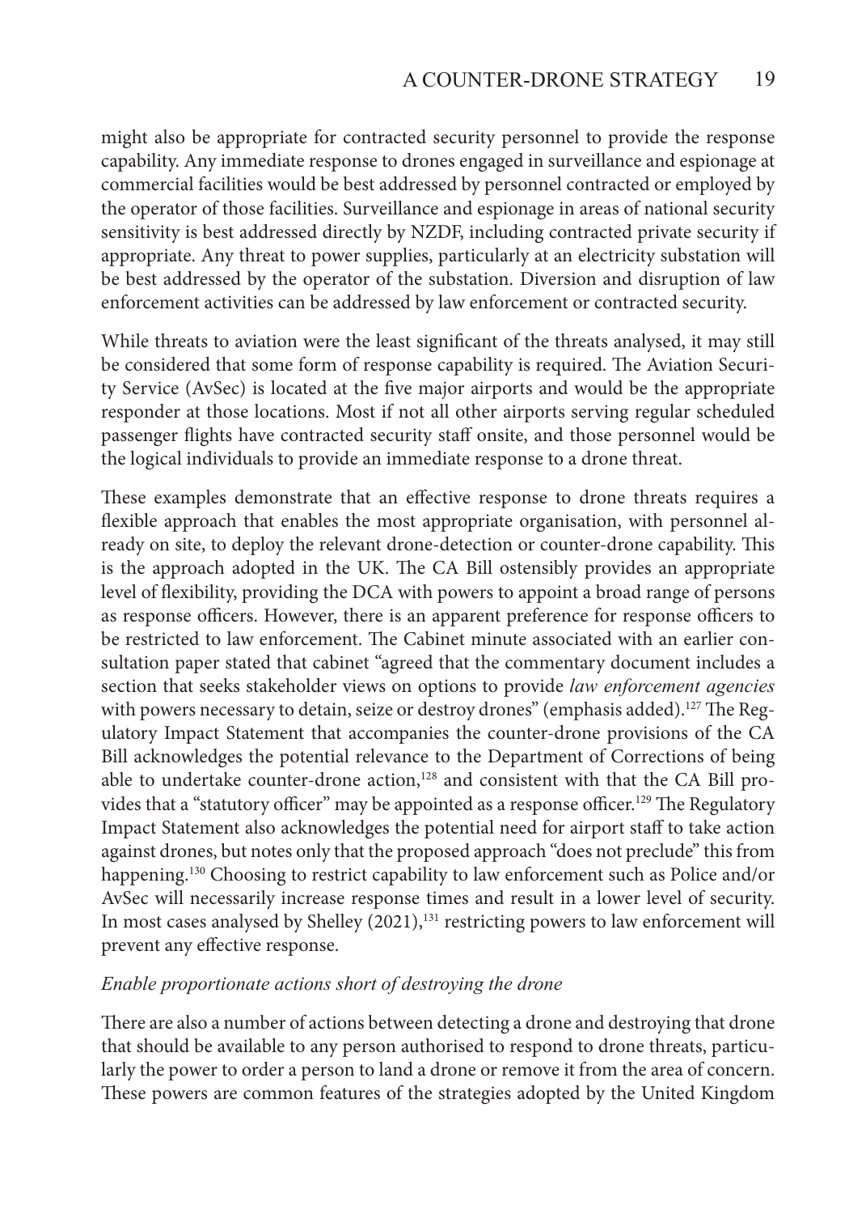might also be appropriate for contracted security personnel to provide the response capability. Any immediate response to drones engaged in surveillance and espionage at commercial facilities would be best addressed by personnel contracted or employed by the operator of those facilities. Surveillance and espionage in areas of national security sensitivity is best addressed directly by NZDF, including contracted private security if appropriate. Any threat to power supplies, particularly at an electricity substation will be best addressed by the operator of the substation. Diversion and disruption of law enforcement activities can be addressed by law enforcement or contracted security.

While threats to aviation were the least significant of the threats analysed, it may still be considered that some form of response capability is required. The Aviation Security Service (AvSec) is located at the five major airports and would be the appropriate responder at those locations. Most if not all other airports serving regular scheduled passenger flights have contracted security staff onsite, and those personnel would be the logical individuals to provide an immediate response to a drone threat.

These examples demonstrate that an effective response to drone threats requires a flexible approach that enables the most appropriate organisation, with personnel already on site, to deploy the relevant drone-detection or counter-drone capability. This is the approach adopted in the UK. The CA Bill ostensibly provides an appropriate level of flexibility, providing the DCA with powers to appoint a broad range of persons as response officers. However, there is an apparent preference for response officers to be restricted to law enforcement. The Cabinet minute associated with an earlier consultation paper stated that cabinet "agreed that the commentary document includes a section that seeks stakeholder views on options to provide *law enforcement agencies* with powers necessary to detain, seize or destroy drones" (emphasis added).[127] The Regulatory Impact Statement that accompanies the counter-drone provisions of the CA Bill acknowledges the potential relevance to the Department of Corrections of being able to undertake counter-drone action,[128] and consistent with that the CA Bill provides that a "statutory officer" may be appointed as a response officer.[129] The Regulatory Impact Statement also acknowledges the potential need for airport staff to take action against drones, but notes only that the proposed approach "does not preclude" this from happening.[130] Choosing to restrict capability to law enforcement such as Police and/or AvSec will necessarily increase response times and result in a lower level of security. In most cases analysed by Shelley (2021),[131] restricting powers to law enforcement will prevent any effective response.

*Enable proportionate actions short of destroying the drone*

There are also a number of actions between detecting a drone and destroying that drone that should be available to any person authorised to respond to drone threats, particularly the power to order a person to land a drone or remove it from the area of concern. These powers are common features of the strategies adopted by the United Kingdom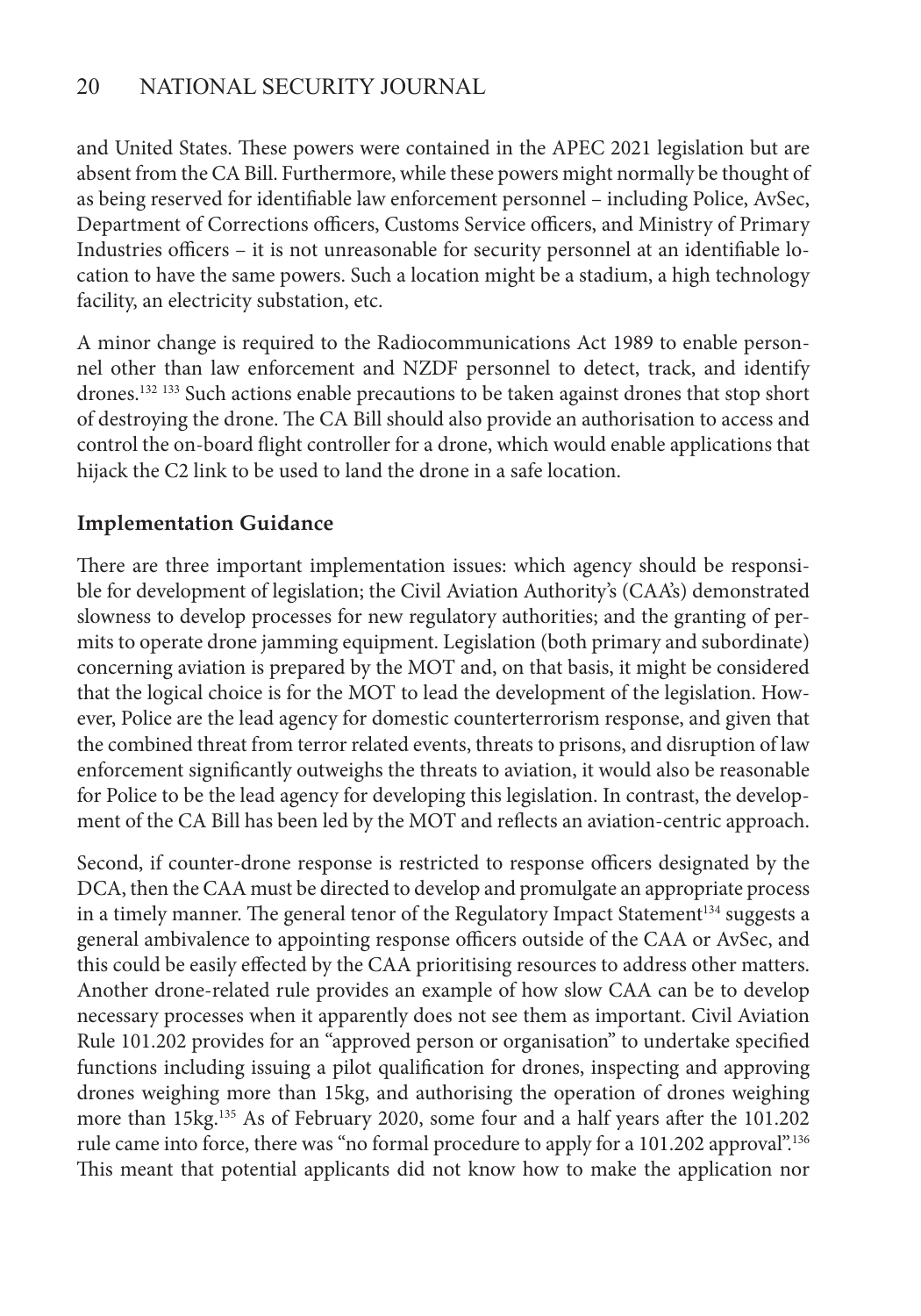and United States. These powers were contained in the APEC 2021 legislation but are absent from the CA Bill. Furthermore, while these powers might normally be thought of as being reserved for identifiable law enforcement personnel – including Police, AvSec, Department of Corrections officers, Customs Service officers, and Ministry of Primary Industries officers – it is not unreasonable for security personnel at an identifiable location to have the same powers. Such a location might be a stadium, a high technology facility, an electricity substation, etc.

A minor change is required to the Radiocommunications Act 1989 to enable personnel other than law enforcement and NZDF personnel to detect, track, and identify drones.[132] [133] Such actions enable precautions to be taken against drones that stop short of destroying the drone. The CA Bill should also provide an authorisation to access and control the on-board flight controller for a drone, which would enable applications that hijack the C2 link to be used to land the drone in a safe location.

## Implementation Guidance

There are three important implementation issues: which agency should be responsible for development of legislation; the Civil Aviation Authority's (CAA's) demonstrated slowness to develop processes for new regulatory authorities; and the granting of permits to operate drone jamming equipment. Legislation (both primary and subordinate) concerning aviation is prepared by the MOT and, on that basis, it might be considered that the logical choice is for the MOT to lead the development of the legislation. However, Police are the lead agency for domestic counterterrorism response, and given that the combined threat from terror related events, threats to prisons, and disruption of law enforcement significantly outweighs the threats to aviation, it would also be reasonable for Police to be the lead agency for developing this legislation. In contrast, the development of the CA Bill has been led by the MOT and reflects an aviation-centric approach.

Second, if counter-drone response is restricted to response officers designated by the DCA, then the CAA must be directed to develop and promulgate an appropriate process in a timely manner. The general tenor of the Regulatory Impact Statement[134] suggests a general ambivalence to appointing response officers outside of the CAA or AvSec, and this could be easily effected by the CAA prioritising resources to address other matters. Another drone-related rule provides an example of how slow CAA can be to develop necessary processes when it apparently does not see them as important. Civil Aviation Rule 101.202 provides for an "approved person or organisation" to undertake specified functions including issuing a pilot qualification for drones, inspecting and approving drones weighing more than 15kg, and authorising the operation of drones weighing more than 15kg.[135] As of February 2020, some four and a half years after the 101.202 rule came into force, there was "no formal procedure to apply for a 101.202 approval".[136] This meant that potential applicants did not know how to make the application nor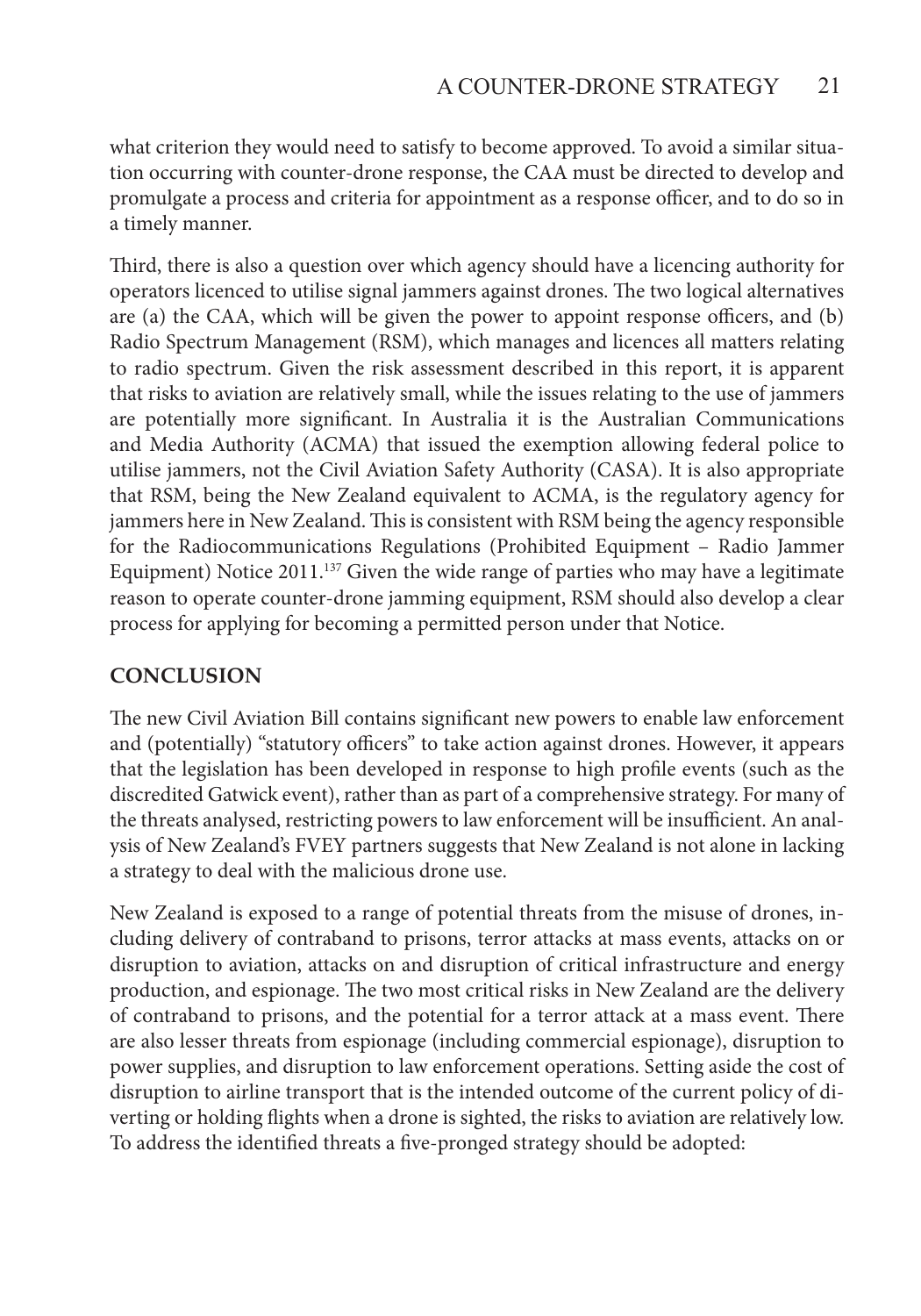what criterion they would need to satisfy to become approved. To avoid a similar situation occurring with counter-drone response, the CAA must be directed to develop and promulgate a process and criteria for appointment as a response officer, and to do so in a timely manner.

Third, there is also a question over which agency should have a licencing authority for operators licenced to utilise signal jammers against drones. The two logical alternatives are (a) the CAA, which will be given the power to appoint response officers, and (b) Radio Spectrum Management (RSM), which manages and licences all matters relating to radio spectrum. Given the risk assessment described in this report, it is apparent that risks to aviation are relatively small, while the issues relating to the use of jammers are potentially more significant. In Australia it is the Australian Communications and Media Authority (ACMA) that issued the exemption allowing federal police to utilise jammers, not the Civil Aviation Safety Authority (CASA). It is also appropriate that RSM, being the New Zealand equivalent to ACMA, is the regulatory agency for jammers here in New Zealand. This is consistent with RSM being the agency responsible for the Radiocommunications Regulations (Prohibited Equipment – Radio Jammer Equipment) Notice 2011.[137] Given the wide range of parties who may have a legitimate reason to operate counter-drone jamming equipment, RSM should also develop a clear process for applying for becoming a permitted person under that Notice.

## CONCLUSION

The new Civil Aviation Bill contains significant new powers to enable law enforcement and (potentially) "statutory officers" to take action against drones. However, it appears that the legislation has been developed in response to high profile events (such as the discredited Gatwick event), rather than as part of a comprehensive strategy. For many of the threats analysed, restricting powers to law enforcement will be insufficient. An analysis of New Zealand's FVEY partners suggests that New Zealand is not alone in lacking a strategy to deal with the malicious drone use.

New Zealand is exposed to a range of potential threats from the misuse of drones, including delivery of contraband to prisons, terror attacks at mass events, attacks on or disruption to aviation, attacks on and disruption of critical infrastructure and energy production, and espionage. The two most critical risks in New Zealand are the delivery of contraband to prisons, and the potential for a terror attack at a mass event. There are also lesser threats from espionage (including commercial espionage), disruption to power supplies, and disruption to law enforcement operations. Setting aside the cost of disruption to airline transport that is the intended outcome of the current policy of diverting or holding flights when a drone is sighted, the risks to aviation are relatively low. To address the identified threats a five-pronged strategy should be adopted: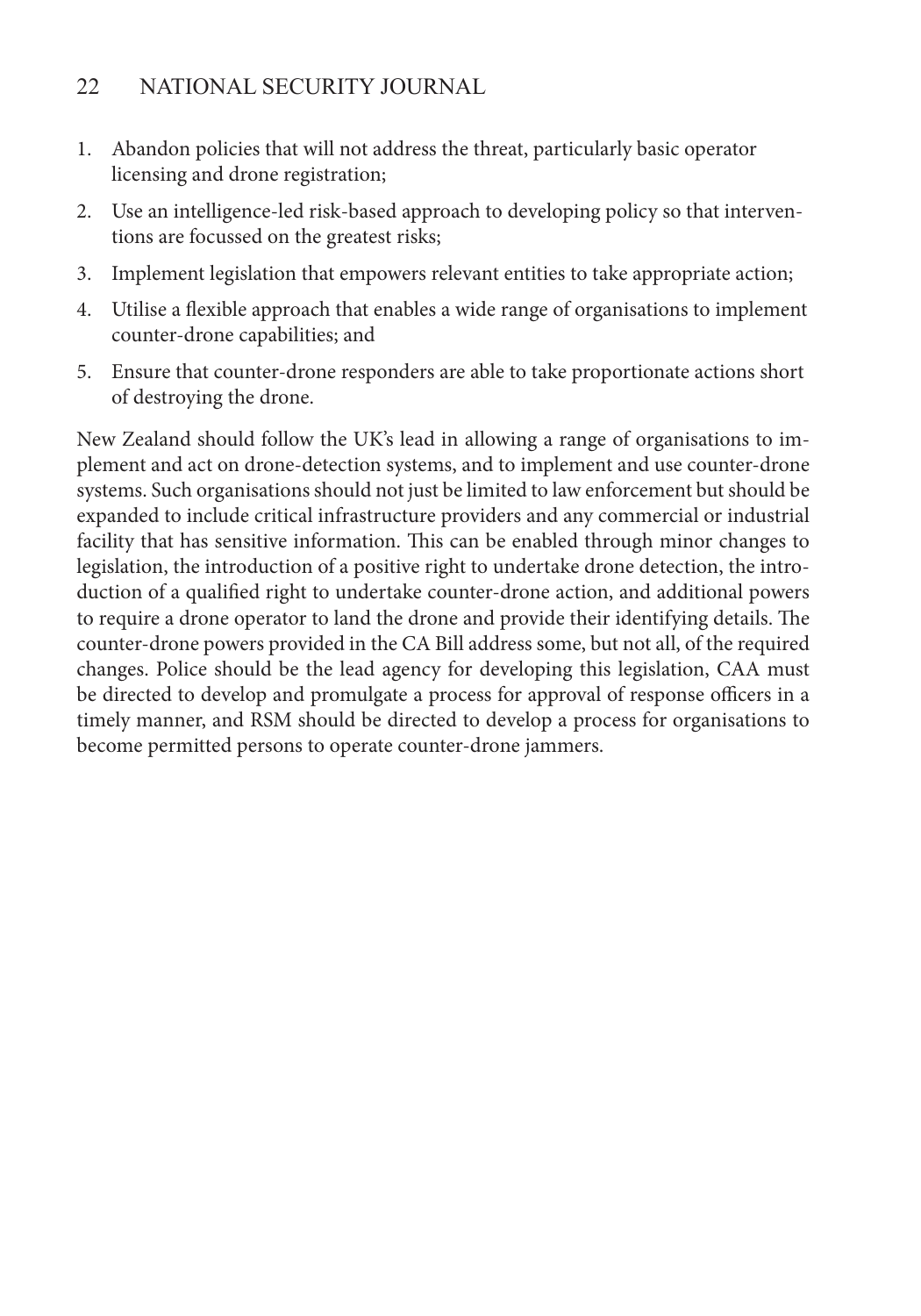1. Abandon policies that will not address the threat, particularly basic operator licensing and drone registration;
2. Use an intelligence-led risk-based approach to developing policy so that interventions are focussed on the greatest risks;
3. Implement legislation that empowers relevant entities to take appropriate action;
4. Utilise a flexible approach that enables a wide range of organisations to implement counter-drone capabilities; and
5. Ensure that counter-drone responders are able to take proportionate actions short of destroying the drone.

New Zealand should follow the UK's lead in allowing a range of organisations to implement and act on drone-detection systems, and to implement and use counter-drone systems. Such organisations should not just be limited to law enforcement but should be expanded to include critical infrastructure providers and any commercial or industrial facility that has sensitive information. This can be enabled through minor changes to legislation, the introduction of a positive right to undertake drone detection, the introduction of a qualified right to undertake counter-drone action, and additional powers to require a drone operator to land the drone and provide their identifying details. The counter-drone powers provided in the CA Bill address some, but not all, of the required changes. Police should be the lead agency for developing this legislation, CAA must be directed to develop and promulgate a process for approval of response officers in a timely manner, and RSM should be directed to develop a process for organisations to become permitted persons to operate counter-drone jammers.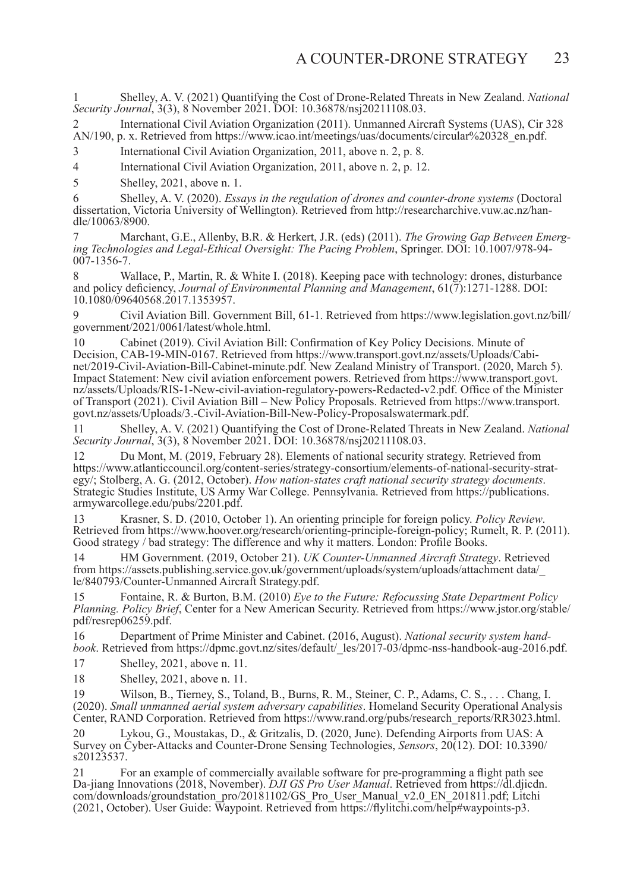1 Shelley, A. V. (2021) Quantifying the Cost of Drone-Related Threats in New Zealand. *National Security Journal*, 3(3), 8 November 2021. DOI: 10.36878/nsj20211108.03.

2 International Civil Aviation Organization (2011). Unmanned Aircraft Systems (UAS), Cir 328 AN/190, p. x. Retrieved from https://www.icao.int/meetings/uas/documents/circular%20328_en.pdf.

3 International Civil Aviation Organization, 2011, above n. 2, p. 8.

4 International Civil Aviation Organization, 2011, above n. 2, p. 12.

5 Shelley, 2021, above n. 1.

6 Shelley, A. V. (2020). *Essays in the regulation of drones and counter-drone systems* (Doctoral dissertation, Victoria University of Wellington). Retrieved from http://researcharchive.vuw.ac.nz/handle/10063/8900.

7 Marchant, G.E., Allenby, B.R. & Herkert, J.R. (eds) (2011). *The Growing Gap Between Emerging Technologies and Legal-Ethical Oversight: The Pacing Problem*, Springer. DOI: 10.1007/978-94-007-1356-7.

8 Wallace, P., Martin, R. & White I. (2018). Keeping pace with technology: drones, disturbance and policy deficiency, *Journal of Environmental Planning and Management*, 61(7):1271-1288. DOI: 10.1080/09640568.2017.1353957.

9 Civil Aviation Bill. Government Bill, 61-1. Retrieved from https://www.legislation.govt.nz/bill/government/2021/0061/latest/whole.html.

10 Cabinet (2019). Civil Aviation Bill: Confirmation of Key Policy Decisions. Minute of Decision, CAB-19-MIN-0167. Retrieved from https://www.transport.govt.nz/assets/Uploads/Cabinet/2019-Civil-Aviation-Bill-Cabinet-minute.pdf. New Zealand Ministry of Transport. (2020, March 5). Impact Statement: New civil aviation enforcement powers. Retrieved from https://www.transport.govt.nz/assets/Uploads/RIS-1-New-civil-aviation-regulatory-powers-Redacted-v2.pdf. Office of the Minister of Transport (2021). Civil Aviation Bill – New Policy Proposals. Retrieved from https://www.transport.govt.nz/assets/Uploads/3.-Civil-Aviation-Bill-New-Policy-Proposalswatermark.pdf.

11 Shelley, A. V. (2021) Quantifying the Cost of Drone-Related Threats in New Zealand. *National Security Journal*, 3(3), 8 November 2021. DOI: 10.36878/nsj20211108.03.

12 Du Mont, M. (2019, February 28). Elements of national security strategy. Retrieved from https://www.atlanticcouncil.org/content-series/strategy-consortium/elements-of-national-security-strategy/; Stolberg, A. G. (2012, October). *How nation-states craft national security strategy documents*. Strategic Studies Institute, US Army War College. Pennsylvania. Retrieved from https://publications.armywarcollege.edu/pubs/2201.pdf.

13 Krasner, S. D. (2010, October 1). An orienting principle for foreign policy. *Policy Review*. Retrieved from https://www.hoover.org/research/orienting-principle-foreign-policy; Rumelt, R. P. (2011). Good strategy / bad strategy: The difference and why it matters. London: Profile Books.

14 HM Government. (2019, October 21). *UK Counter-Unmanned Aircraft Strategy*. Retrieved from https://assets.publishing.service.gov.uk/government/uploads/system/uploads/attachment data/_le/840793/Counter-Unmanned Aircraft Strategy.pdf.

15 Fontaine, R. & Burton, B.M. (2010) *Eye to the Future: Refocussing State Department Policy Planning. Policy Brief*, Center for a New American Security. Retrieved from https://www.jstor.org/stable/pdf/resrep06259.pdf.

16 Department of Prime Minister and Cabinet. (2016, August). *National security system handbook*. Retrieved from https://dpmc.govt.nz/sites/default/_les/2017-03/dpmc-nss-handbook-aug-2016.pdf.

17 Shelley, 2021, above n. 11.

18 Shelley, 2021, above n. 11.

19 Wilson, B., Tierney, S., Toland, B., Burns, R. M., Steiner, C. P., Adams, C. S., . . . Chang, I. (2020). *Small unmanned aerial system adversary capabilities*. Homeland Security Operational Analysis Center, RAND Corporation. Retrieved from https://www.rand.org/pubs/research_reports/RR3023.html.

20 Lykou, G., Moustakas, D., & Gritzalis, D. (2020, June). Defending Airports from UAS: A Survey on Cyber-Attacks and Counter-Drone Sensing Technologies, *Sensors*, 20(12). DOI: 10.3390/s20123537.

21 For an example of commercially available software for pre-programming a flight path see Da-jiang Innovations (2018, November). *DJI GS Pro User Manual*. Retrieved from https://dl.djicdn.com/downloads/groundstation_pro/20181102/GS_Pro_User_Manual_v2.0_EN_201811.pdf; Litchi (2021, October). User Guide: Waypoint. Retrieved from https://flylitchi.com/help#waypoints-p3.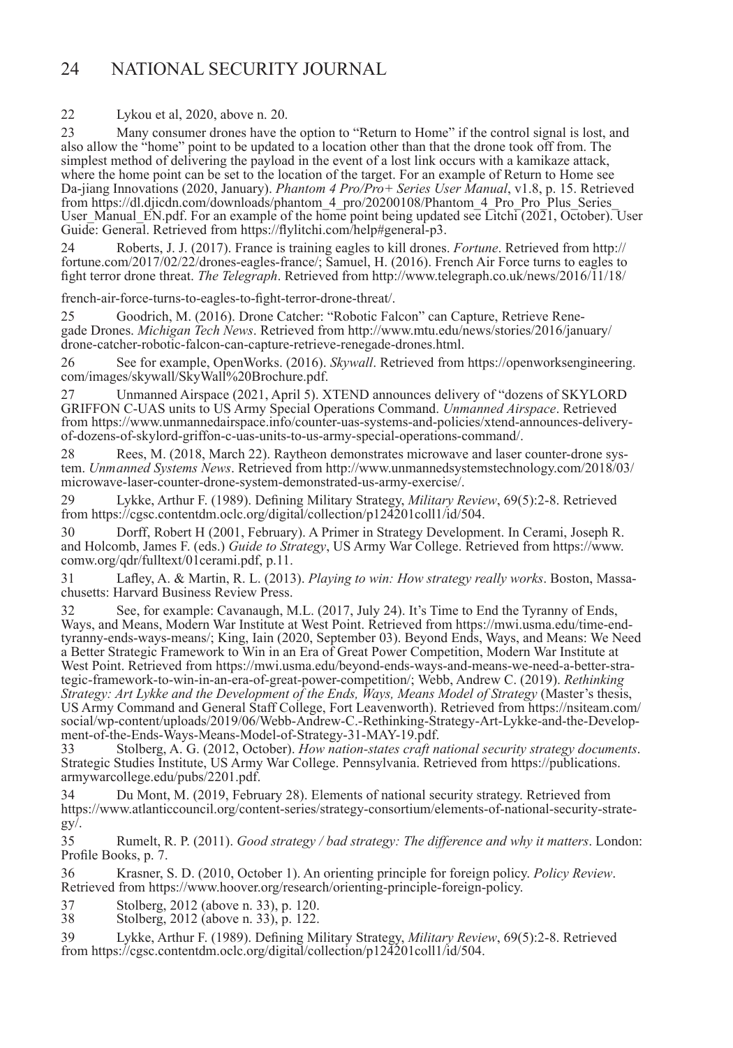22 Lykou et al, 2020, above n. 20.

23 Many consumer drones have the option to "Return to Home" if the control signal is lost, and also allow the "home" point to be updated to a location other than that the drone took off from. The simplest method of delivering the payload in the event of a lost link occurs with a kamikaze attack, where the home point can be set to the location of the target. For an example of Return to Home see Da-jiang Innovations (2020, January). *Phantom 4 Pro/Pro+ Series User Manual*, v1.8, p. 15. Retrieved from https://dl.djicdn.com/downloads/phantom_4_pro/20200108/Phantom_4_Pro_Pro_Plus_Series_User_Manual_EN.pdf. For an example of the home point being updated see Litchi (2021, October). User Guide: General. Retrieved from https://flylitchi.com/help#general-p3.

24 Roberts, J. J. (2017). France is training eagles to kill drones. *Fortune*. Retrieved from http://fortune.com/2017/02/22/drones-eagles-france/; Samuel, H. (2016). French Air Force turns to eagles to fight terror drone threat. *The Telegraph*. Retrieved from http://www.telegraph.co.uk/news/2016/11/18/french-air-force-turns-to-eagles-to-fight-terror-drone-threat/.

25 Goodrich, M. (2016). Drone Catcher: "Robotic Falcon" can Capture, Retrieve Renegade Drones. *Michigan Tech News*. Retrieved from http://www.mtu.edu/news/stories/2016/january/drone-catcher-robotic-falcon-can-capture-retrieve-renegade-drones.html.

26 See for example, OpenWorks. (2016). *Skywall*. Retrieved from https://openworksengineering.com/images/skywall/SkyWall%20Brochure.pdf.

27 Unmanned Airspace (2021, April 5). XTEND announces delivery of "dozens of SKYLORD GRIFFON C-UAS units to US Army Special Operations Command. *Unmanned Airspace*. Retrieved from https://www.unmannedairspace.info/counter-uas-systems-and-policies/xtend-announces-delivery-of-dozens-of-skylord-griffon-c-uas-units-to-us-army-special-operations-command/.

28 Rees, M. (2018, March 22). Raytheon demonstrates microwave and laser counter-drone system. *Unmanned Systems News*. Retrieved from http://www.unmannedsystemstechnology.com/2018/03/microwave-laser-counter-drone-system-demonstrated-us-army-exercise/.

29 Lykke, Arthur F. (1989). Defining Military Strategy, *Military Review*, 69(5):2-8. Retrieved from https://cgsc.contentdm.oclc.org/digital/collection/p124201coll1/id/504.

30 Dorff, Robert H (2001, February). A Primer in Strategy Development. In Cerami, Joseph R. and Holcomb, James F. (eds.) *Guide to Strategy*, US Army War College. Retrieved from https://www.comw.org/qdr/fulltext/01cerami.pdf, p.11.

31 Lafley, A. & Martin, R. L. (2013). *Playing to win: How strategy really works*. Boston, Massachusetts: Harvard Business Review Press.

32 See, for example: Cavanaugh, M.L. (2017, July 24). It's Time to End the Tyranny of Ends, Ways, and Means, Modern War Institute at West Point. Retrieved from https://mwi.usma.edu/time-end-tyranny-ends-ways-means/; King, Iain (2020, September 03). Beyond Ends, Ways, and Means: We Need a Better Strategic Framework to Win in an Era of Great Power Competition, Modern War Institute at West Point. Retrieved from https://mwi.usma.edu/beyond-ends-ways-and-means-we-need-a-better-strategic-framework-to-win-in-an-era-of-great-power-competition/; Webb, Andrew C. (2019). *Rethinking Strategy: Art Lykke and the Development of the Ends, Ways, Means Model of Strategy* (Master's thesis, US Army Command and General Staff College, Fort Leavenworth). Retrieved from https://nsiteam.com/social/wp-content/uploads/2019/06/Webb-Andrew-C.-Rethinking-Strategy-Art-Lykke-and-the-Development-of-the-Ends-Ways-Means-Model-of-Strategy-31-MAY-19.pdf.

33 Stolberg, A. G. (2012, October). *How nation-states craft national security strategy documents*. Strategic Studies Institute, US Army War College. Pennsylvania. Retrieved from https://publications.armywarcollege.edu/pubs/2201.pdf.

34 Du Mont, M. (2019, February 28). Elements of national security strategy. Retrieved from https://www.atlanticcouncil.org/content-series/strategy-consortium/elements-of-national-security-strategy/.

35 Rumelt, R. P. (2011). *Good strategy / bad strategy: The difference and why it matters*. London: Profile Books, p. 7.

36 Krasner, S. D. (2010, October 1). An orienting principle for foreign policy. *Policy Review*. Retrieved from https://www.hoover.org/research/orienting-principle-foreign-policy.

37 Stolberg, 2012 (above n. 33), p. 120.

38 Stolberg, 2012 (above n. 33), p. 122.

39 Lykke, Arthur F. (1989). Defining Military Strategy, *Military Review*, 69(5):2-8. Retrieved from https://cgsc.contentdm.oclc.org/digital/collection/p124201coll1/id/504.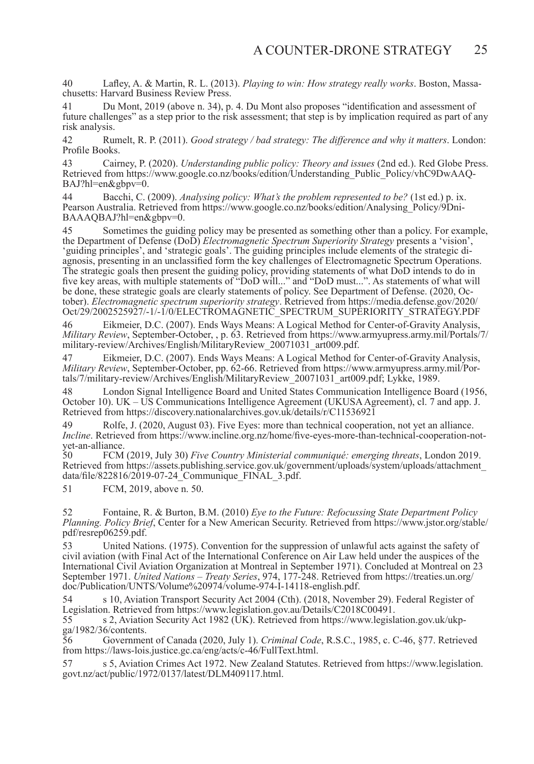40 Lafley, A. & Martin, R. L. (2013). *Playing to win: How strategy really works*. Boston, Massachusetts: Harvard Business Review Press.

41 Du Mont, 2019 (above n. 34), p. 4. Du Mont also proposes "identification and assessment of future challenges" as a step prior to the risk assessment; that step is by implication required as part of any risk analysis.

42 Rumelt, R. P. (2011). *Good strategy / bad strategy: The difference and why it matters*. London: Profile Books.

43 Cairney, P. (2020). *Understanding public policy: Theory and issues* (2nd ed.). Red Globe Press. Retrieved from https://www.google.co.nz/books/edition/Understanding_Public_Policy/vhC9DwAAQBAJ?hl=en&gbpv=0.

44 Bacchi, C. (2009). *Analysing policy: What's the problem represented to be?* (1st ed.) p. ix. Pearson Australia. Retrieved from https://www.google.co.nz/books/edition/Analysing_Policy/9Dni-BAAAQBAJ?hl=en&gbpv=0.

45 Sometimes the guiding policy may be presented as something other than a policy. For example, the Department of Defense (DoD) *Electromagnetic Spectrum Superiority Strategy* presents a 'vision', 'guiding principles', and 'strategic goals'. The guiding principles include elements of the strategic diagnosis, presenting in an unclassified form the key challenges of Electromagnetic Spectrum Operations. The strategic goals then present the guiding policy, providing statements of what DoD intends to do in five key areas, with multiple statements of "DoD will..." and "DoD must...". As statements of what will be done, these strategic goals are clearly statements of policy. See Department of Defense. (2020, October). *Electromagnetic spectrum superiority strategy*. Retrieved from https://media.defense.gov/2020/Oct/29/2002525927/-1/-1/0/ELECTROMAGNETIC_SPECTRUM_SUPERIORITY_STRATEGY.PDF

46 Eikmeier, D.C. (2007). Ends Ways Means: A Logical Method for Center-of-Gravity Analysis, *Military Review*, September-October, , p. 63. Retrieved from https://www.armyupress.army.mil/Portals/7/military-review/Archives/English/MilitaryReview_20071031_art009.pdf.

47 Eikmeier, D.C. (2007). Ends Ways Means: A Logical Method for Center-of-Gravity Analysis, *Military Review*, September-October, pp. 62-66. Retrieved from https://www.armyupress.army.mil/Portals/7/military-review/Archives/English/MilitaryReview_20071031_art009.pdf; Lykke, 1989.

48 London Signal Intelligence Board and United States Communication Intelligence Board (1956, October 10). UK – US Communications Intelligence Agreement (UKUSA Agreement), cl. 7 and app. J. Retrieved from https://discovery.nationalarchives.gov.uk/details/r/C11536921

49 Rolfe, J. (2020, August 03). Five Eyes: more than technical cooperation, not yet an alliance. *Incline*. Retrieved from https://www.incline.org.nz/home/five-eyes-more-than-technical-cooperation-not-yet-an-alliance.

50 FCM (2019, July 30) *Five Country Ministerial communiqué: emerging threats*, London 2019. Retrieved from https://assets.publishing.service.gov.uk/government/uploads/system/uploads/attachment_data/file/822816/2019-07-24_Communique_FINAL_3.pdf.

51 FCM, 2019, above n. 50.

52 Fontaine, R. & Burton, B.M. (2010) *Eye to the Future: Refocussing State Department Policy Planning. Policy Brief*, Center for a New American Security. Retrieved from https://www.jstor.org/stable/pdf/resrep06259.pdf.

53 United Nations. (1975). Convention for the suppression of unlawful acts against the safety of civil aviation (with Final Act of the International Conference on Air Law held under the auspices of the International Civil Aviation Organization at Montreal in September 1971). Concluded at Montreal on 23 September 1971. *United Nations – Treaty Series*, 974, 177-248. Retrieved from https://treaties.un.org/doc/Publication/UNTS/Volume%20974/volume-974-I-14118-english.pdf.

54 s 10, Aviation Transport Security Act 2004 (Cth). (2018, November 29). Federal Register of Legislation. Retrieved from https://www.legislation.gov.au/Details/C2018C00491.

55 s 2, Aviation Security Act 1982 (UK). Retrieved from https://www.legislation.gov.uk/ukpga/1982/36/contents.

56 Government of Canada (2020, July 1). *Criminal Code*, R.S.C., 1985, c. C-46, §77. Retrieved from https://laws-lois.justice.gc.ca/eng/acts/c-46/FullText.html.

57 s 5, Aviation Crimes Act 1972. New Zealand Statutes. Retrieved from https://www.legislation.govt.nz/act/public/1972/0137/latest/DLM409117.html.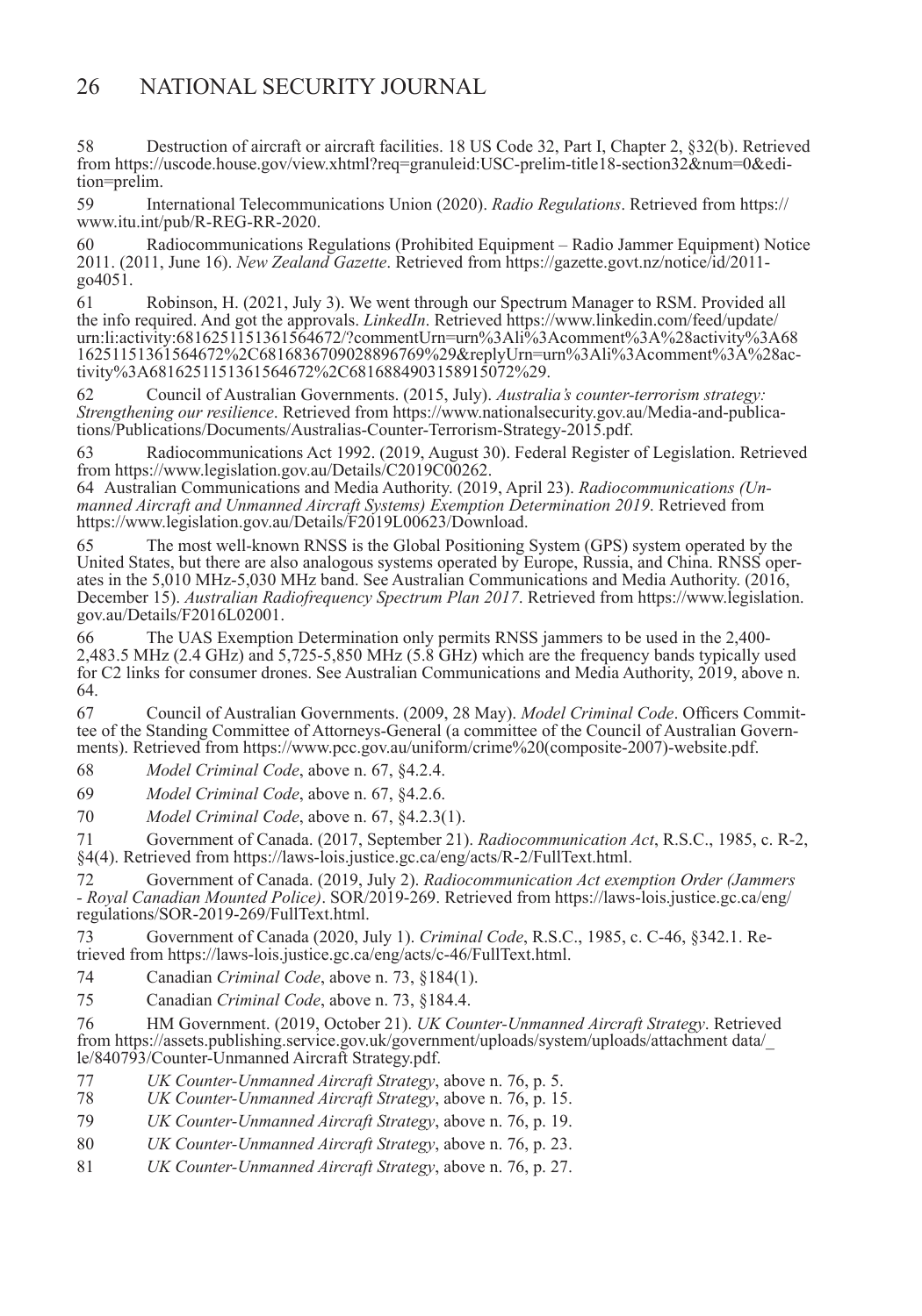58 Destruction of aircraft or aircraft facilities. 18 US Code 32, Part I, Chapter 2, §32(b). Retrieved from https://uscode.house.gov/view.xhtml?req=granuleid:USC-prelim-title18-section32&num=0&edition=prelim.

59 International Telecommunications Union (2020). *Radio Regulations*. Retrieved from https://www.itu.int/pub/R-REG-RR-2020.

60 Radiocommunications Regulations (Prohibited Equipment – Radio Jammer Equipment) Notice 2011. (2011, June 16). *New Zealand Gazette*. Retrieved from https://gazette.govt.nz/notice/id/2011-go4051.

61 Robinson, H. (2021, July 3). We went through our Spectrum Manager to RSM. Provided all the info required. And got the approvals. *LinkedIn*. Retrieved https://www.linkedin.com/feed/update/urn:li:activity:6816251151361564672/?commentUrn=urn%3Ali%3Acomment%3A%28activity%3A6816251151361564672%2C6816836709028896769%29&replyUrn=urn%3Ali%3Acomment%3A%28activity%3A6816251151361564672%2C6816884903158915072%29.

62 Council of Australian Governments. (2015, July). *Australia's counter-terrorism strategy: Strengthening our resilience*. Retrieved from https://www.nationalsecurity.gov.au/Media-and-publications/Publications/Documents/Australias-Counter-Terrorism-Strategy-2015.pdf.

63 Radiocommunications Act 1992. (2019, August 30). Federal Register of Legislation. Retrieved from https://www.legislation.gov.au/Details/C2019C00262.

64 Australian Communications and Media Authority. (2019, April 23). *Radiocommunications (Unmanned Aircraft and Unmanned Aircraft Systems) Exemption Determination 2019*. Retrieved from https://www.legislation.gov.au/Details/F2019L00623/Download.

65 The most well-known RNSS is the Global Positioning System (GPS) system operated by the United States, but there are also analogous systems operated by Europe, Russia, and China. RNSS operates in the 5,010 MHz-5,030 MHz band. See Australian Communications and Media Authority. (2016, December 15). *Australian Radiofrequency Spectrum Plan 2017*. Retrieved from https://www.legislation.gov.au/Details/F2016L02001.

66 The UAS Exemption Determination only permits RNSS jammers to be used in the 2,400-2,483.5 MHz (2.4 GHz) and 5,725-5,850 MHz (5.8 GHz) which are the frequency bands typically used for C2 links for consumer drones. See Australian Communications and Media Authority, 2019, above n. 64.

67 Council of Australian Governments. (2009, 28 May). *Model Criminal Code*. Officers Committee of the Standing Committee of Attorneys-General (a committee of the Council of Australian Governments). Retrieved from https://www.pcc.gov.au/uniform/crime%20(composite-2007)-website.pdf.

68 *Model Criminal Code*, above n. 67, §4.2.4.

69 *Model Criminal Code*, above n. 67, §4.2.6.

70 *Model Criminal Code*, above n. 67, §4.2.3(1).

71 Government of Canada. (2017, September 21). *Radiocommunication Act*, R.S.C., 1985, c. R-2, §4(4). Retrieved from https://laws-lois.justice.gc.ca/eng/acts/R-2/FullText.html.

72 Government of Canada. (2019, July 2). *Radiocommunication Act exemption Order (Jammers - Royal Canadian Mounted Police)*. SOR/2019-269. Retrieved from https://laws-lois.justice.gc.ca/eng/regulations/SOR-2019-269/FullText.html.

73 Government of Canada (2020, July 1). *Criminal Code*, R.S.C., 1985, c. C-46, §342.1. Retrieved from https://laws-lois.justice.gc.ca/eng/acts/c-46/FullText.html.

74 Canadian *Criminal Code*, above n. 73, §184(1).

75 Canadian *Criminal Code*, above n. 73, §184.4.

76 HM Government. (2019, October 21). *UK Counter-Unmanned Aircraft Strategy*. Retrieved from https://assets.publishing.service.gov.uk/government/uploads/system/uploads/attachment data/_le/840793/Counter-Unmanned Aircraft Strategy.pdf.

77 *UK Counter-Unmanned Aircraft Strategy*, above n. 76, p. 5.

78 *UK Counter-Unmanned Aircraft Strategy*, above n. 76, p. 15.

79 *UK Counter-Unmanned Aircraft Strategy*, above n. 76, p. 19.

80 *UK Counter-Unmanned Aircraft Strategy*, above n. 76, p. 23.

81 *UK Counter-Unmanned Aircraft Strategy*, above n. 76, p. 27.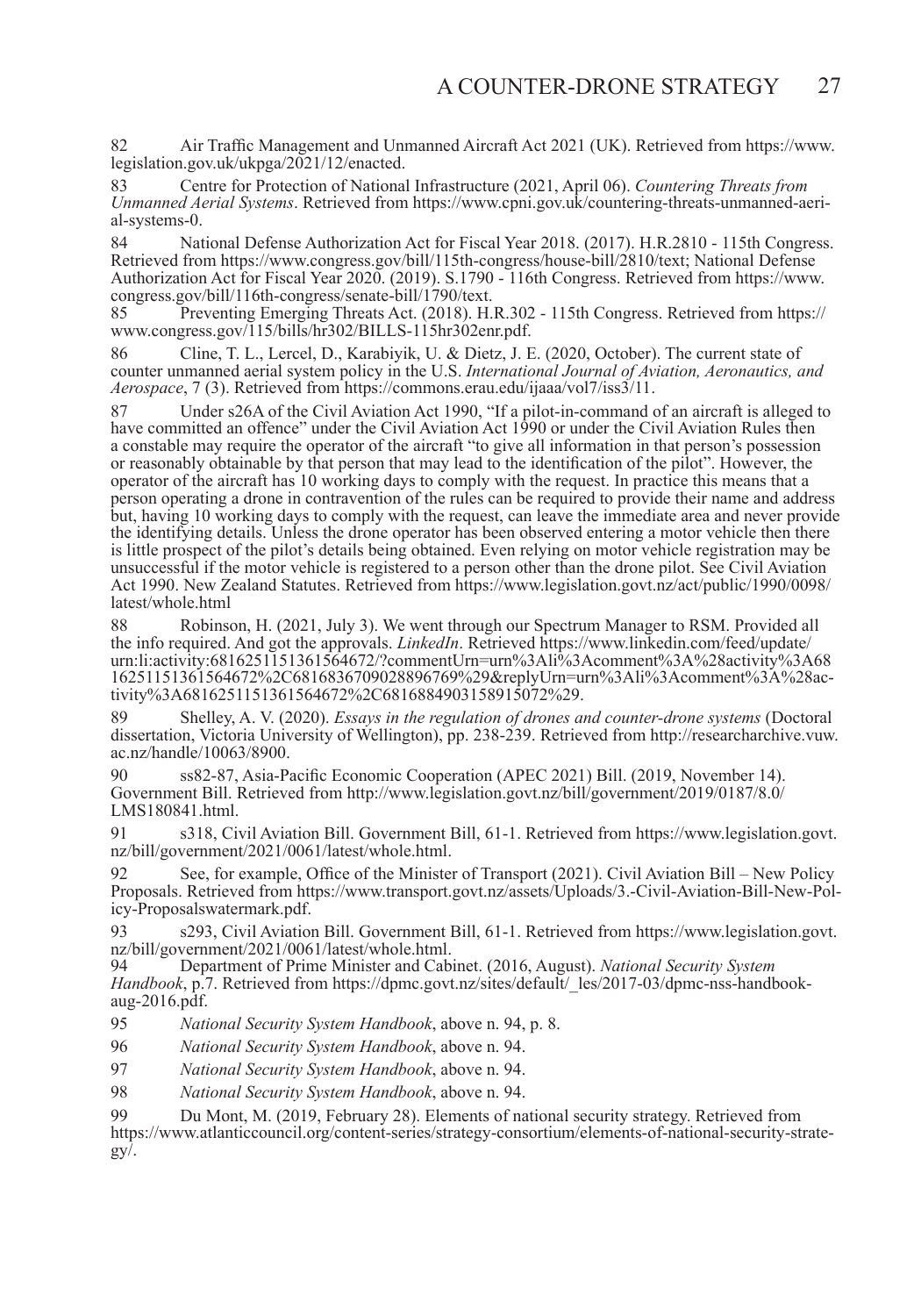82 Air Traffic Management and Unmanned Aircraft Act 2021 (UK). Retrieved from https://www.legislation.gov.uk/ukpga/2021/12/enacted.

83 Centre for Protection of National Infrastructure (2021, April 06). *Countering Threats from Unmanned Aerial Systems*. Retrieved from https://www.cpni.gov.uk/countering-threats-unmanned-aerial-systems-0.

84 National Defense Authorization Act for Fiscal Year 2018. (2017). H.R.2810 - 115th Congress. Retrieved from https://www.congress.gov/bill/115th-congress/house-bill/2810/text; National Defense Authorization Act for Fiscal Year 2020. (2019). S.1790 - 116th Congress. Retrieved from https://www.congress.gov/bill/116th-congress/senate-bill/1790/text.

85 Preventing Emerging Threats Act. (2018). H.R.302 - 115th Congress. Retrieved from https://www.congress.gov/115/bills/hr302/BILLS-115hr302enr.pdf.

86 Cline, T. L., Lercel, D., Karabiyik, U. & Dietz, J. E. (2020, October). The current state of counter unmanned aerial system policy in the U.S. *International Journal of Aviation, Aeronautics, and Aerospace*, 7 (3). Retrieved from https://commons.erau.edu/ijaaa/vol7/iss3/11.

87 Under s26A of the Civil Aviation Act 1990, "If a pilot-in-command of an aircraft is alleged to have committed an offence" under the Civil Aviation Act 1990 or under the Civil Aviation Rules then a constable may require the operator of the aircraft "to give all information in that person's possession or reasonably obtainable by that person that may lead to the identification of the pilot". However, the operator of the aircraft has 10 working days to comply with the request. In practice this means that a person operating a drone in contravention of the rules can be required to provide their name and address but, having 10 working days to comply with the request, can leave the immediate area and never provide the identifying details. Unless the drone operator has been observed entering a motor vehicle then there is little prospect of the pilot's details being obtained. Even relying on motor vehicle registration may be unsuccessful if the motor vehicle is registered to a person other than the drone pilot. See Civil Aviation Act 1990. New Zealand Statutes. Retrieved from https://www.legislation.govt.nz/act/public/1990/0098/latest/whole.html

88 Robinson, H. (2021, July 3). We went through our Spectrum Manager to RSM. Provided all the info required. And got the approvals. *LinkedIn*. Retrieved https://www.linkedin.com/feed/update/urn:li:activity:6816251151361564672/?commentUrn=urn%3Ali%3Acomment%3A%28activity%3A6816251151361564672%2C6816836709028896769%29&replyUrn=urn%3Ali%3Acomment%3A%28activity%3A6816251151361564672%2C6816884903158915072%29.

89 Shelley, A. V. (2020). *Essays in the regulation of drones and counter-drone systems* (Doctoral dissertation, Victoria University of Wellington), pp. 238-239. Retrieved from http://researcharchive.vuw.ac.nz/handle/10063/8900.

90 ss82-87, Asia-Pacific Economic Cooperation (APEC 2021) Bill. (2019, November 14). Government Bill. Retrieved from http://www.legislation.govt.nz/bill/government/2019/0187/8.0/LMS180841.html.

91 s318, Civil Aviation Bill. Government Bill, 61-1. Retrieved from https://www.legislation.govt.nz/bill/government/2021/0061/latest/whole.html.

92 See, for example, Office of the Minister of Transport (2021). Civil Aviation Bill – New Policy Proposals. Retrieved from https://www.transport.govt.nz/assets/Uploads/3.-Civil-Aviation-Bill-New-Policy-Proposalswatermark.pdf.

93 s293, Civil Aviation Bill. Government Bill, 61-1. Retrieved from https://www.legislation.govt.nz/bill/government/2021/0061/latest/whole.html.

94 Department of Prime Minister and Cabinet. (2016, August). *National Security System Handbook*, p.7. Retrieved from https://dpmc.govt.nz/sites/default/_les/2017-03/dpmc-nss-handbook-aug-2016.pdf.

95 *National Security System Handbook*, above n. 94, p. 8.

96 *National Security System Handbook*, above n. 94.

97 *National Security System Handbook*, above n. 94.

98 *National Security System Handbook*, above n. 94.

99 Du Mont, M. (2019, February 28). Elements of national security strategy. Retrieved from https://www.atlanticcouncil.org/content-series/strategy-consortium/elements-of-national-security-strategy/.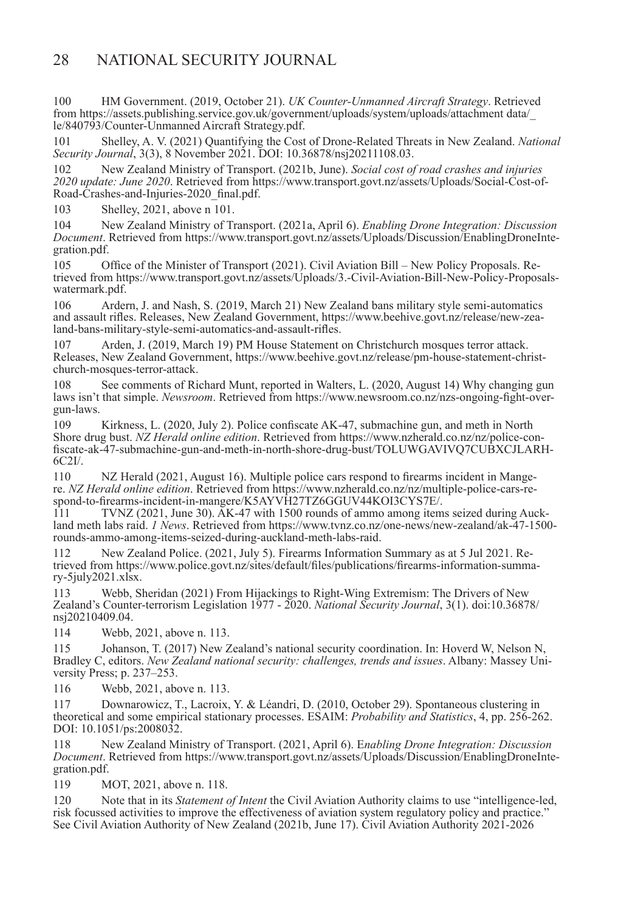100 HM Government. (2019, October 21). *UK Counter-Unmanned Aircraft Strategy*. Retrieved from https://assets.publishing.service.gov.uk/government/uploads/system/uploads/attachment data/_le/840793/Counter-Unmanned Aircraft Strategy.pdf.

101 Shelley, A. V. (2021) Quantifying the Cost of Drone-Related Threats in New Zealand. *National Security Journal*, 3(3), 8 November 2021. DOI: 10.36878/nsj20211108.03.

102 New Zealand Ministry of Transport. (2021b, June). *Social cost of road crashes and injuries 2020 update: June 2020*. Retrieved from https://www.transport.govt.nz/assets/Uploads/Social-Cost-of-Road-Crashes-and-Injuries-2020_final.pdf.

103 Shelley, 2021, above n 101.

104 New Zealand Ministry of Transport. (2021a, April 6). *Enabling Drone Integration: Discussion Document*. Retrieved from https://www.transport.govt.nz/assets/Uploads/Discussion/EnablingDroneIntegration.pdf.

105 Office of the Minister of Transport (2021). Civil Aviation Bill – New Policy Proposals. Retrieved from https://www.transport.govt.nz/assets/Uploads/3.-Civil-Aviation-Bill-New-Policy-Proposals-watermark.pdf.

106 Ardern, J. and Nash, S. (2019, March 21) New Zealand bans military style semi-automatics and assault rifles. Releases, New Zealand Government, https://www.beehive.govt.nz/release/new-zealand-bans-military-style-semi-automatics-and-assault-rifles.

107 Arden, J. (2019, March 19) PM House Statement on Christchurch mosques terror attack. Releases, New Zealand Government, https://www.beehive.govt.nz/release/pm-house-statement-christchurch-mosques-terror-attack.

108 See comments of Richard Munt, reported in Walters, L. (2020, August 14) Why changing gun laws isn't that simple. *Newsroom*. Retrieved from https://www.newsroom.co.nz/nzs-ongoing-fight-over-gun-laws.

109 Kirkness, L. (2020, July 2). Police confiscate AK-47, submachine gun, and meth in North Shore drug bust. *NZ Herald online edition*. Retrieved from https://www.nzherald.co.nz/nz/police-confiscate-ak-47-submachine-gun-and-meth-in-north-shore-drug-bust/TOLUWGAVIVQ7CUBXCJLARH6C2I/.

110 NZ Herald (2021, August 16). Multiple police cars respond to firearms incident in Mangere. *NZ Herald online edition*. Retrieved from https://www.nzherald.co.nz/nz/multiple-police-cars-respond-to-firearms-incident-in-mangere/K5AYVH27TZ6GGUV44KOI3CYS7E/.

111 TVNZ (2021, June 30). AK-47 with 1500 rounds of ammo among items seized during Auckland meth labs raid. *1 News*. Retrieved from https://www.tvnz.co.nz/one-news/new-zealand/ak-47-1500-rounds-ammo-among-items-seized-during-auckland-meth-labs-raid.

112 New Zealand Police. (2021, July 5). Firearms Information Summary as at 5 Jul 2021. Retrieved from https://www.police.govt.nz/sites/default/files/publications/firearms-information-summary-5july2021.xlsx.

113 Webb, Sheridan (2021) From Hijackings to Right-Wing Extremism: The Drivers of New Zealand's Counter-terrorism Legislation 1977 - 2020. *National Security Journal*, 3(1). doi:10.36878/nsj20210409.04.

114 Webb, 2021, above n. 113.

115 Johanson, T. (2017) New Zealand's national security coordination. In: Hoverd W, Nelson N, Bradley C, editors. *New Zealand national security: challenges, trends and issues*. Albany: Massey University Press; p. 237–253.

116 Webb, 2021, above n. 113.

117 Downarowicz, T., Lacroix, Y. & Léandri, D. (2010, October 29). Spontaneous clustering in theoretical and some empirical stationary processes. ESAIM: *Probability and Statistics*, 4, pp. 256-262. DOI: 10.1051/ps:2008032.

118 New Zealand Ministry of Transport. (2021, April 6). E*nabling Drone Integration: Discussion Document*. Retrieved from https://www.transport.govt.nz/assets/Uploads/Discussion/EnablingDroneIntegration.pdf.

119 MOT, 2021, above n. 118.

120 Note that in its *Statement of Intent* the Civil Aviation Authority claims to use "intelligence-led, risk focussed activities to improve the effectiveness of aviation system regulatory policy and practice." See Civil Aviation Authority of New Zealand (2021b, June 17). Civil Aviation Authority 2021-2026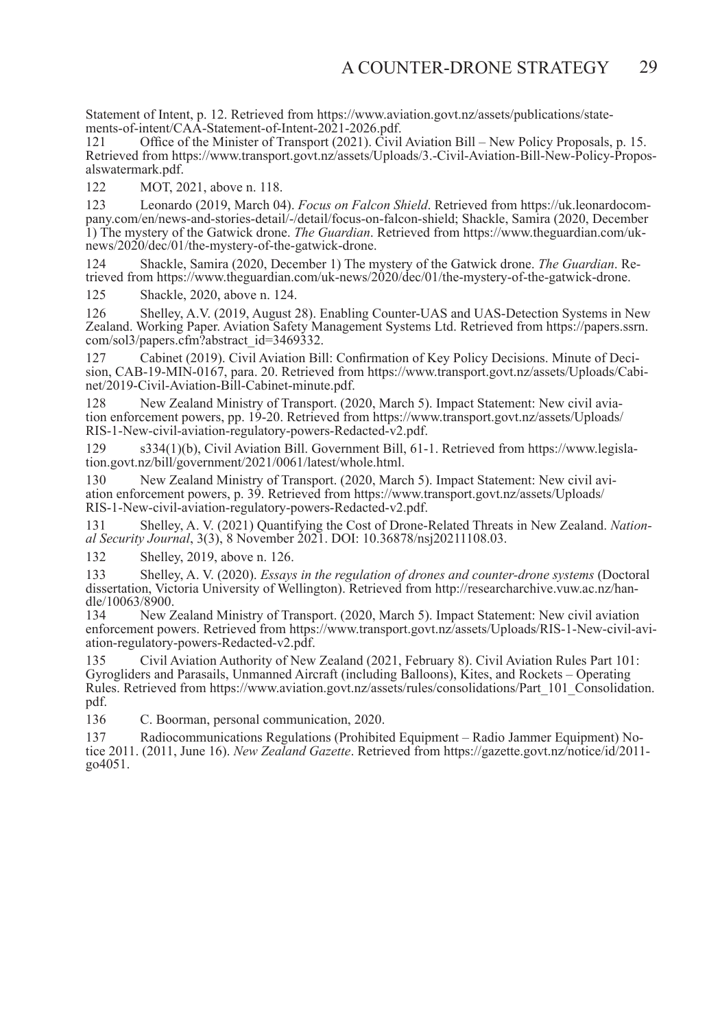Statement of Intent, p. 12. Retrieved from https://www.aviation.govt.nz/assets/publications/statements-of-intent/CAA-Statement-of-Intent-2021-2026.pdf.

121 Office of the Minister of Transport (2021). Civil Aviation Bill – New Policy Proposals, p. 15. Retrieved from https://www.transport.govt.nz/assets/Uploads/3.-Civil-Aviation-Bill-New-Policy-Proposalswatermark.pdf.

122 MOT, 2021, above n. 118.

123 Leonardo (2019, March 04). *Focus on Falcon Shield*. Retrieved from https://uk.leonardocompany.com/en/news-and-stories-detail/-/detail/focus-on-falcon-shield; Shackle, Samira (2020, December 1) The mystery of the Gatwick drone. *The Guardian*. Retrieved from https://www.theguardian.com/uk-news/2020/dec/01/the-mystery-of-the-gatwick-drone.

124 Shackle, Samira (2020, December 1) The mystery of the Gatwick drone. *The Guardian*. Retrieved from https://www.theguardian.com/uk-news/2020/dec/01/the-mystery-of-the-gatwick-drone.

125 Shackle, 2020, above n. 124.

126 Shelley, A.V. (2019, August 28). Enabling Counter-UAS and UAS-Detection Systems in New Zealand. Working Paper. Aviation Safety Management Systems Ltd. Retrieved from https://papers.ssrn.com/sol3/papers.cfm?abstract_id=3469332.

127 Cabinet (2019). Civil Aviation Bill: Confirmation of Key Policy Decisions. Minute of Decision, CAB-19-MIN-0167, para. 20. Retrieved from https://www.transport.govt.nz/assets/Uploads/Cabinet/2019-Civil-Aviation-Bill-Cabinet-minute.pdf.

128 New Zealand Ministry of Transport. (2020, March 5). Impact Statement: New civil aviation enforcement powers, pp. 19-20. Retrieved from https://www.transport.govt.nz/assets/Uploads/RIS-1-New-civil-aviation-regulatory-powers-Redacted-v2.pdf.

129 s334(1)(b), Civil Aviation Bill. Government Bill, 61-1. Retrieved from https://www.legislation.govt.nz/bill/government/2021/0061/latest/whole.html.

130 New Zealand Ministry of Transport. (2020, March 5). Impact Statement: New civil aviation enforcement powers, p. 39. Retrieved from https://www.transport.govt.nz/assets/Uploads/RIS-1-New-civil-aviation-regulatory-powers-Redacted-v2.pdf.

131 Shelley, A. V. (2021) Quantifying the Cost of Drone-Related Threats in New Zealand. *National Security Journal*, 3(3), 8 November 2021. DOI: 10.36878/nsj20211108.03.

132 Shelley, 2019, above n. 126.

133 Shelley, A. V. (2020). *Essays in the regulation of drones and counter-drone systems* (Doctoral dissertation, Victoria University of Wellington). Retrieved from http://researcharchive.vuw.ac.nz/handle/10063/8900.

134 New Zealand Ministry of Transport. (2020, March 5). Impact Statement: New civil aviation enforcement powers. Retrieved from https://www.transport.govt.nz/assets/Uploads/RIS-1-New-civil-aviation-regulatory-powers-Redacted-v2.pdf.

135 Civil Aviation Authority of New Zealand (2021, February 8). Civil Aviation Rules Part 101: Gyrogliders and Parasails, Unmanned Aircraft (including Balloons), Kites, and Rockets – Operating Rules. Retrieved from https://www.aviation.govt.nz/assets/rules/consolidations/Part_101_Consolidation.pdf.

136 C. Boorman, personal communication, 2020.

137 Radiocommunications Regulations (Prohibited Equipment – Radio Jammer Equipment) Notice 2011. (2011, June 16). *New Zealand Gazette*. Retrieved from https://gazette.govt.nz/notice/id/2011-go4051.